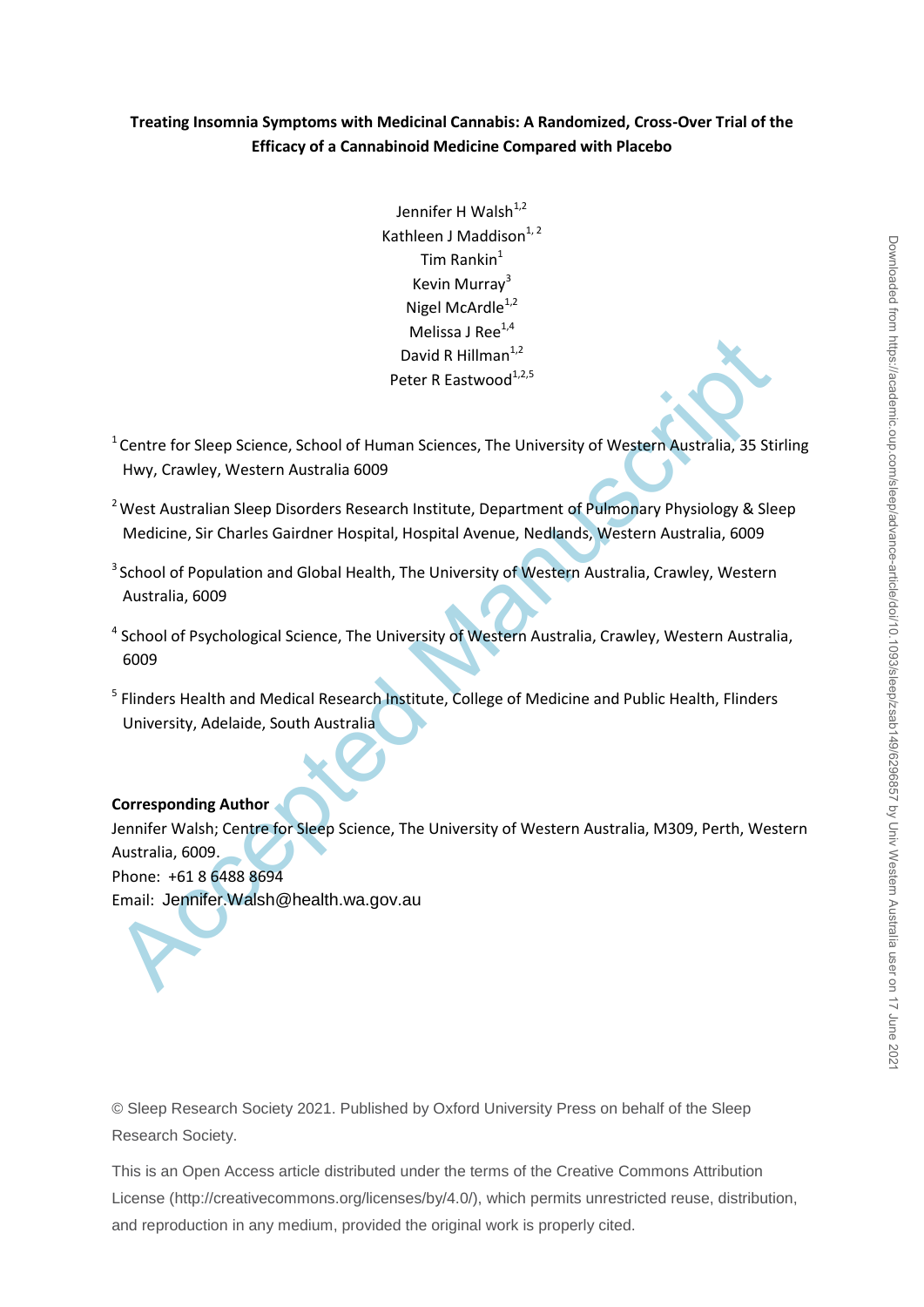**Treating Insomnia Symptoms with Medicinal Cannabis: A Randomized, Cross-Over Trial of the Efficacy of a Cannabinoid Medicine Compared with Placebo**

Jennifer H Walsh[1,2]
Kathleen J Maddison[1,2]
Tim Rankin[1]
Kevin Murray[3]
Nigel McArdle[1,2]
Melissa J Ree[1,4]
David R Hillman[1,2]
Peter R Eastwood[1,2,5]

[1] Centre for Sleep Science, School of Human Sciences, The University of Western Australia, 35 Stirling Hwy, Crawley, Western Australia 6009

[2] West Australian Sleep Disorders Research Institute, Department of Pulmonary Physiology & Sleep Medicine, Sir Charles Gairdner Hospital, Hospital Avenue, Nedlands, Western Australia, 6009

[3] School of Population and Global Health, The University of Western Australia, Crawley, Western Australia, 6009

[4] School of Psychological Science, The University of Western Australia, Crawley, Western Australia, 6009

[5] Flinders Health and Medical Research Institute, College of Medicine and Public Health, Flinders University, Adelaide, South Australia

**Corresponding Author**
Jennifer Walsh; Centre for Sleep Science, The University of Western Australia, M309, Perth, Western Australia, 6009.
Phone: +61 8 6488 8694
Email: Jennifer.Walsh@health.wa.gov.au

© Sleep Research Society 2021. Published by Oxford University Press on behalf of the Sleep Research Society.

This is an Open Access article distributed under the terms of the Creative Commons Attribution License (http://creativecommons.org/licenses/by/4.0/), which permits unrestricted reuse, distribution, and reproduction in any medium, provided the original work is properly cited.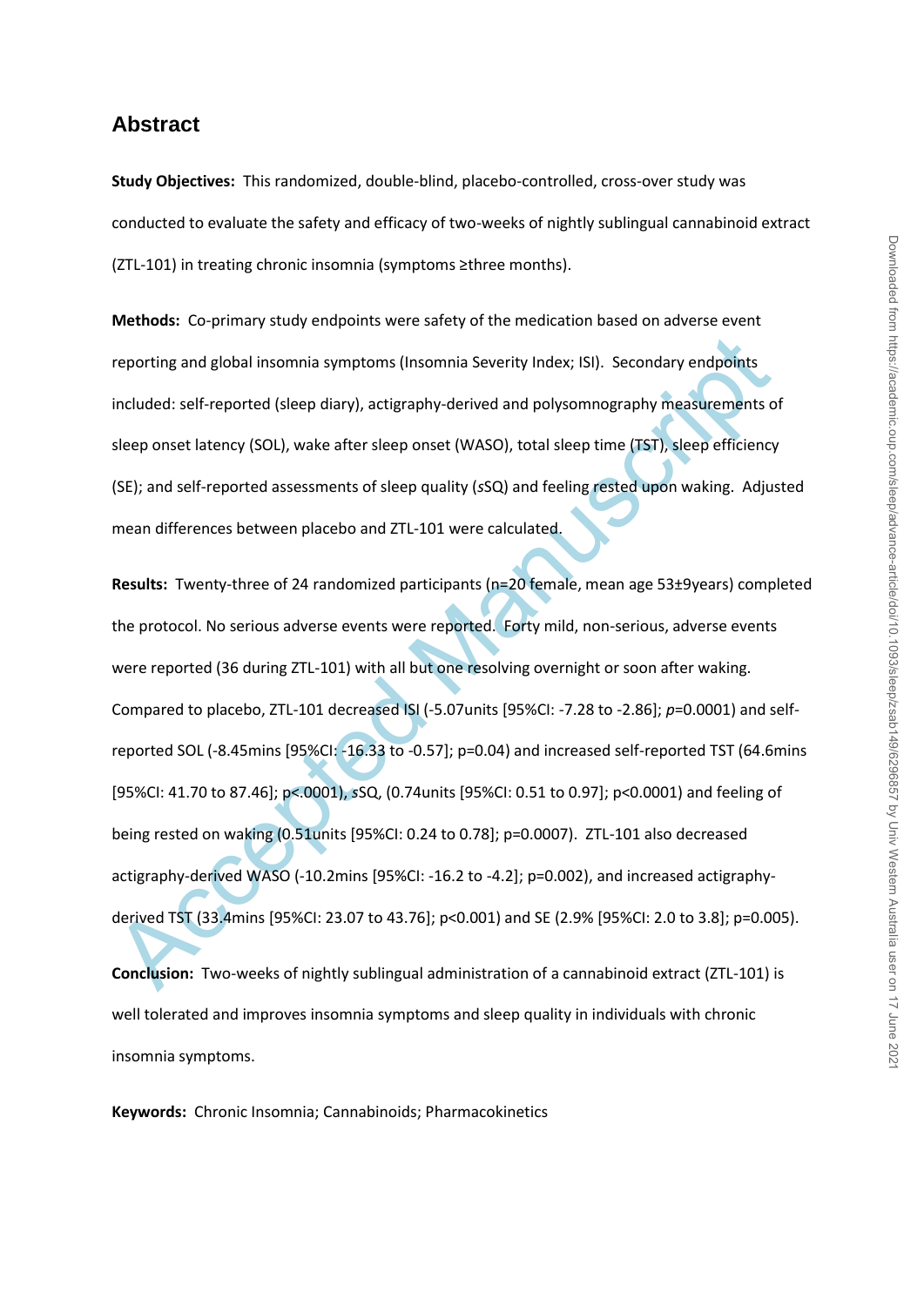## Abstract

**Study Objectives:** This randomized, double-blind, placebo-controlled, cross-over study was conducted to evaluate the safety and efficacy of two-weeks of nightly sublingual cannabinoid extract (ZTL-101) in treating chronic insomnia (symptoms ≥three months).

**Methods:** Co-primary study endpoints were safety of the medication based on adverse event reporting and global insomnia symptoms (Insomnia Severity Index; ISI). Secondary endpoints included: self-reported (sleep diary), actigraphy-derived and polysomnography measurements of sleep onset latency (SOL), wake after sleep onset (WASO), total sleep time (TST), sleep efficiency (SE); and self-reported assessments of sleep quality (*s*SQ) and feeling rested upon waking. Adjusted mean differences between placebo and ZTL-101 were calculated.

**Results:** Twenty-three of 24 randomized participants (n=20 female, mean age 53±9years) completed the protocol. No serious adverse events were reported. Forty mild, non-serious, adverse events were reported (36 during ZTL-101) with all but one resolving overnight or soon after waking. Compared to placebo, ZTL-101 decreased ISI (-5.07units [95%CI: -7.28 to -2.86]; *p*=0.0001) and self-reported SOL (-8.45mins [95%CI: -16.33 to -0.57]; p=0.04) and increased self-reported TST (64.6mins [95%CI: 41.70 to 87.46]; p<.0001), *s*SQ, (0.74units [95%CI: 0.51 to 0.97]; p<0.0001) and feeling of being rested on waking (0.51units [95%CI: 0.24 to 0.78]; p=0.0007). ZTL-101 also decreased actigraphy-derived WASO (-10.2mins [95%CI: -16.2 to -4.2]; p=0.002), and increased actigraphy-derived TST (33.4mins [95%CI: 23.07 to 43.76]; p<0.001) and SE (2.9% [95%CI: 2.0 to 3.8]; p=0.005).

**Conclusion:** Two-weeks of nightly sublingual administration of a cannabinoid extract (ZTL-101) is well tolerated and improves insomnia symptoms and sleep quality in individuals with chronic insomnia symptoms.

**Keywords:** Chronic Insomnia; Cannabinoids; Pharmacokinetics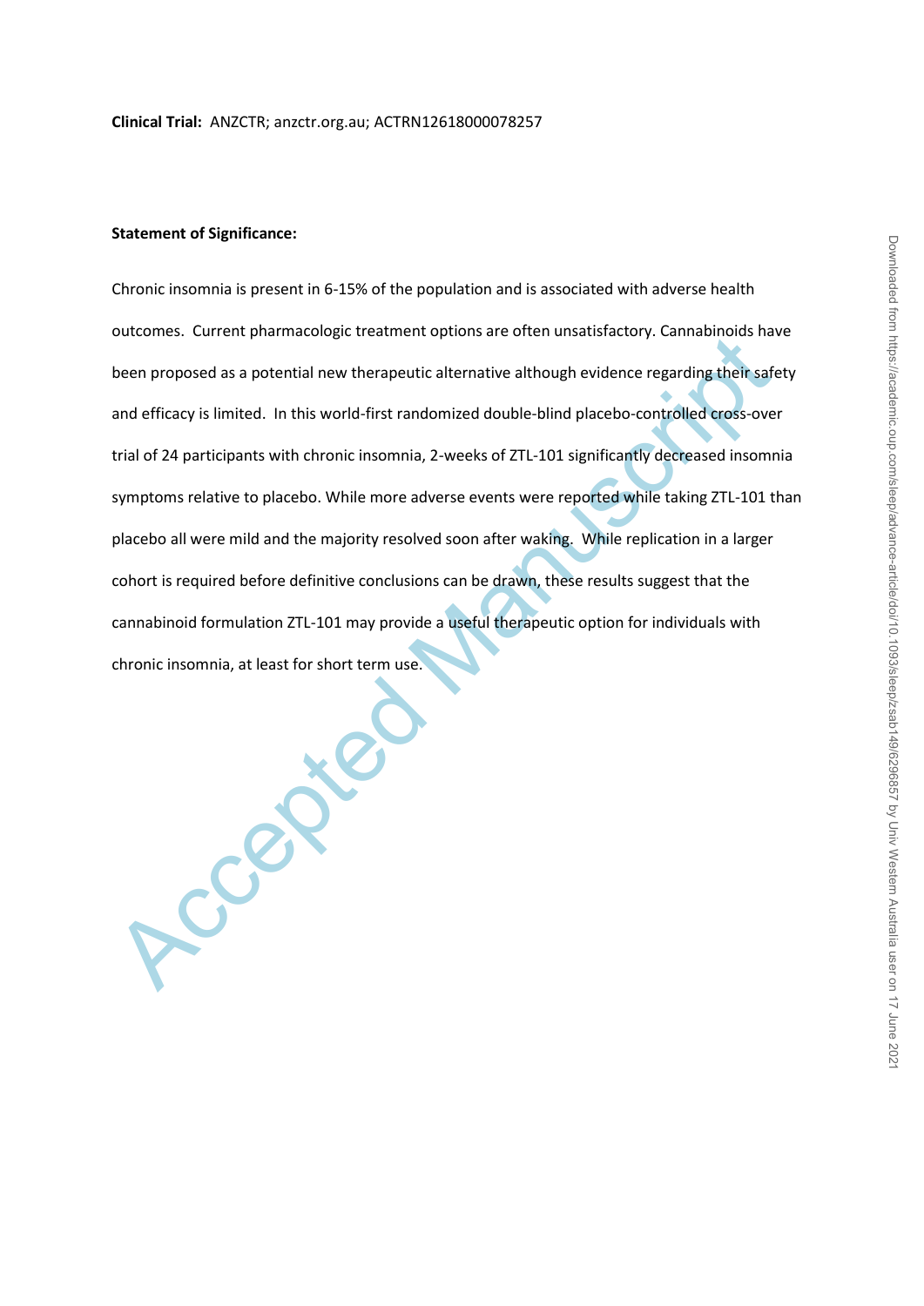**Clinical Trial:** ANZCTR; anzctr.org.au; ACTRN12618000078257

**Statement of Significance:**

Chronic insomnia is present in 6-15% of the population and is associated with adverse health outcomes. Current pharmacologic treatment options are often unsatisfactory. Cannabinoids have been proposed as a potential new therapeutic alternative although evidence regarding their safety and efficacy is limited. In this world-first randomized double-blind placebo-controlled cross-over trial of 24 participants with chronic insomnia, 2-weeks of ZTL-101 significantly decreased insomnia symptoms relative to placebo. While more adverse events were reported while taking ZTL-101 than placebo all were mild and the majority resolved soon after waking. While replication in a larger cohort is required before definitive conclusions can be drawn, these results suggest that the cannabinoid formulation ZTL-101 may provide a useful therapeutic option for individuals with chronic insomnia, at least for short term use.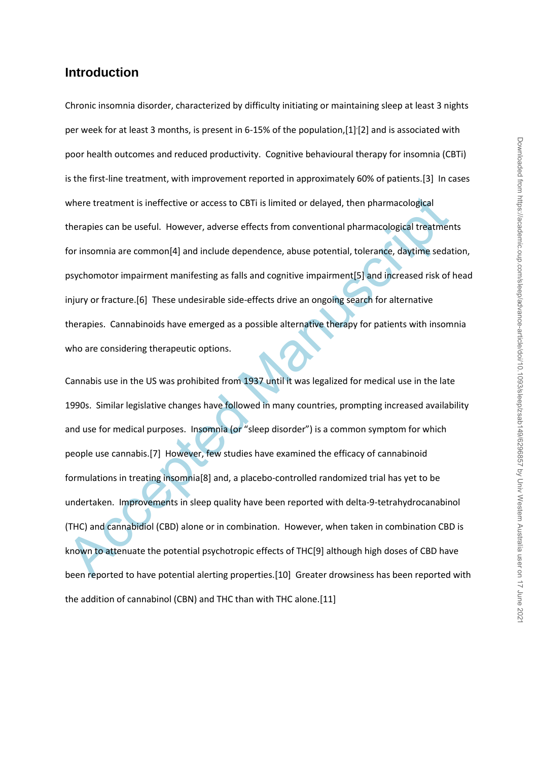## Introduction

Chronic insomnia disorder, characterized by difficulty initiating or maintaining sleep at least 3 nights per week for at least 3 months, is present in 6-15% of the population,[1],[2] and is associated with poor health outcomes and reduced productivity. Cognitive behavioural therapy for insomnia (CBTi) is the first-line treatment, with improvement reported in approximately 60% of patients.[3] In cases where treatment is ineffective or access to CBTi is limited or delayed, then pharmacological therapies can be useful. However, adverse effects from conventional pharmacological treatments for insomnia are common[4] and include dependence, abuse potential, tolerance, daytime sedation, psychomotor impairment manifesting as falls and cognitive impairment[5] and increased risk of head injury or fracture.[6] These undesirable side-effects drive an ongoing search for alternative therapies. Cannabinoids have emerged as a possible alternative therapy for patients with insomnia who are considering therapeutic options.

Cannabis use in the US was prohibited from 1937 until it was legalized for medical use in the late 1990s. Similar legislative changes have followed in many countries, prompting increased availability and use for medical purposes. Insomnia (or "sleep disorder") is a common symptom for which people use cannabis.[7] However, few studies have examined the efficacy of cannabinoid formulations in treating insomnia[8] and, a placebo-controlled randomized trial has yet to be undertaken. Improvements in sleep quality have been reported with delta-9-tetrahydrocanabinol (THC) and cannabidiol (CBD) alone or in combination. However, when taken in combination CBD is known to attenuate the potential psychotropic effects of THC[9] although high doses of CBD have been reported to have potential alerting properties.[10] Greater drowsiness has been reported with the addition of cannabinol (CBN) and THC than with THC alone.[11]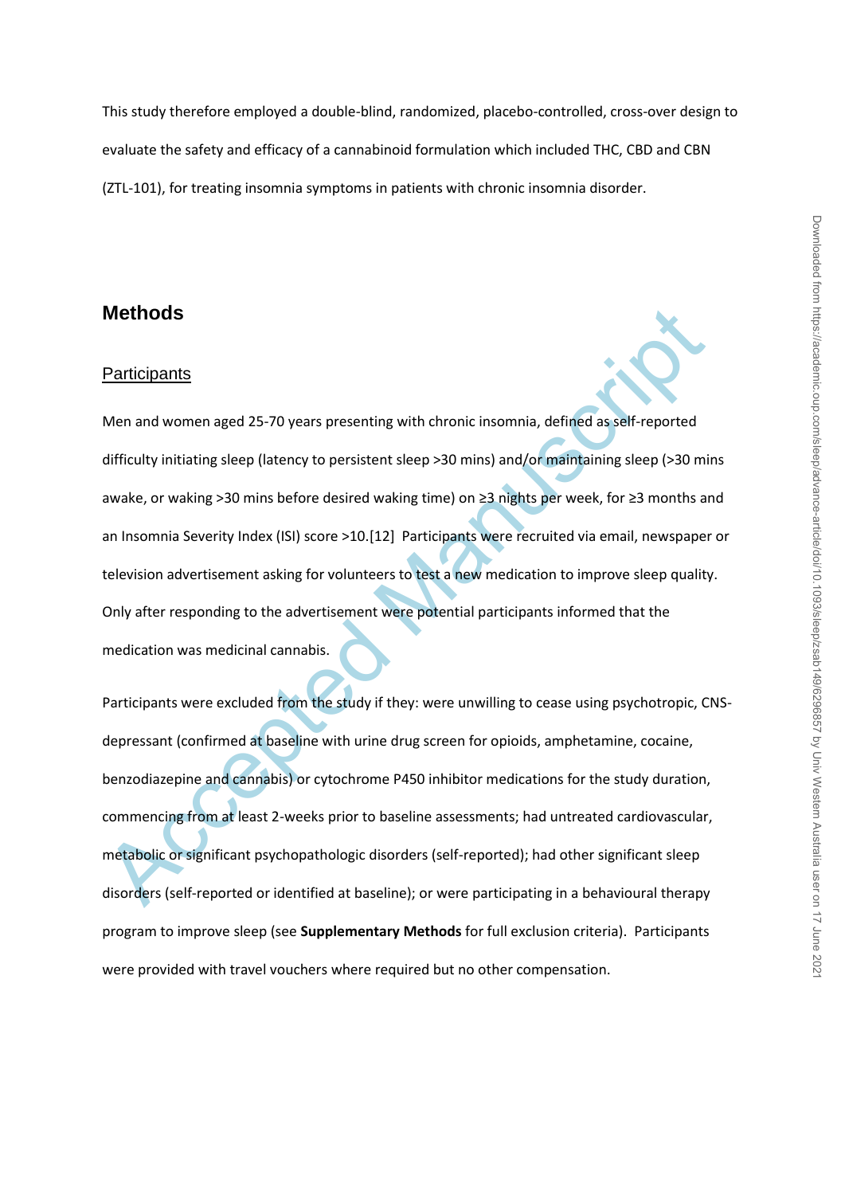This study therefore employed a double-blind, randomized, placebo-controlled, cross-over design to evaluate the safety and efficacy of a cannabinoid formulation which included THC, CBD and CBN (ZTL-101), for treating insomnia symptoms in patients with chronic insomnia disorder.

## Methods

### Participants

Men and women aged 25-70 years presenting with chronic insomnia, defined as self-reported difficulty initiating sleep (latency to persistent sleep >30 mins) and/or maintaining sleep (>30 mins awake, or waking >30 mins before desired waking time) on ≥3 nights per week, for ≥3 months and an Insomnia Severity Index (ISI) score >10.[12] Participants were recruited via email, newspaper or television advertisement asking for volunteers to test a new medication to improve sleep quality. Only after responding to the advertisement were potential participants informed that the medication was medicinal cannabis.

Participants were excluded from the study if they: were unwilling to cease using psychotropic, CNS-depressant (confirmed at baseline with urine drug screen for opioids, amphetamine, cocaine, benzodiazepine and cannabis) or cytochrome P450 inhibitor medications for the study duration, commencing from at least 2-weeks prior to baseline assessments; had untreated cardiovascular, metabolic or significant psychopathologic disorders (self-reported); had other significant sleep disorders (self-reported or identified at baseline); or were participating in a behavioural therapy program to improve sleep (see **Supplementary Methods** for full exclusion criteria). Participants were provided with travel vouchers where required but no other compensation.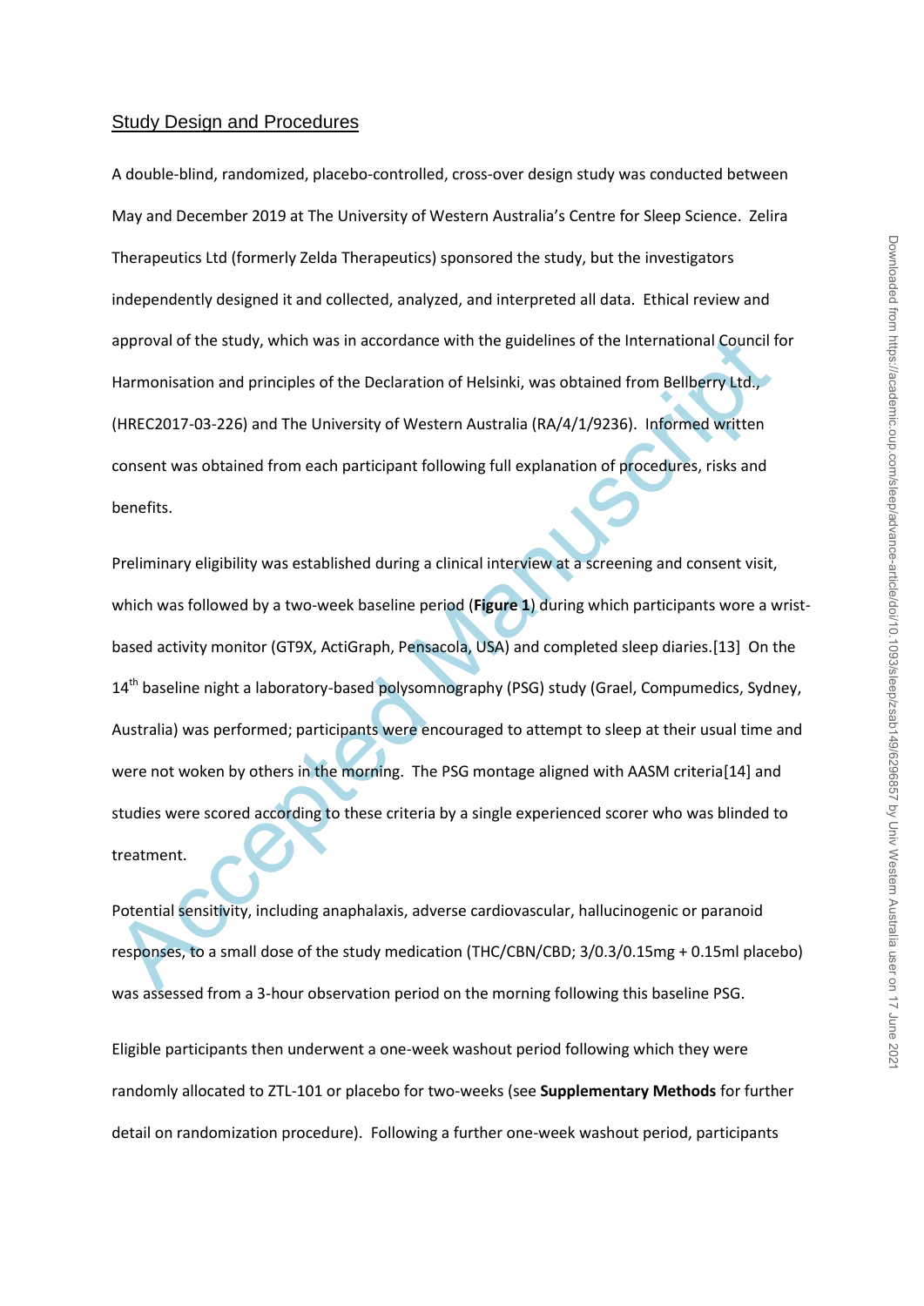## Study Design and Procedures

A double-blind, randomized, placebo-controlled, cross-over design study was conducted between May and December 2019 at The University of Western Australia's Centre for Sleep Science. Zelira Therapeutics Ltd (formerly Zelda Therapeutics) sponsored the study, but the investigators independently designed it and collected, analyzed, and interpreted all data. Ethical review and approval of the study, which was in accordance with the guidelines of the International Council for Harmonisation and principles of the Declaration of Helsinki, was obtained from Bellberry Ltd., (HREC2017-03-226) and The University of Western Australia (RA/4/1/9236). Informed written consent was obtained from each participant following full explanation of procedures, risks and benefits.

Preliminary eligibility was established during a clinical interview at a screening and consent visit, which was followed by a two-week baseline period (**Figure 1**) during which participants wore a wrist-based activity monitor (GT9X, ActiGraph, Pensacola, USA) and completed sleep diaries.[13] On the 14th baseline night a laboratory-based polysomnography (PSG) study (Grael, Compumedics, Sydney, Australia) was performed; participants were encouraged to attempt to sleep at their usual time and were not woken by others in the morning. The PSG montage aligned with AASM criteria[14] and studies were scored according to these criteria by a single experienced scorer who was blinded to treatment.

Potential sensitivity, including anaphalaxis, adverse cardiovascular, hallucinogenic or paranoid responses, to a small dose of the study medication (THC/CBN/CBD; 3/0.3/0.15mg + 0.15ml placebo) was assessed from a 3-hour observation period on the morning following this baseline PSG.

Eligible participants then underwent a one-week washout period following which they were randomly allocated to ZTL-101 or placebo for two-weeks (see **Supplementary Methods** for further detail on randomization procedure). Following a further one-week washout period, participants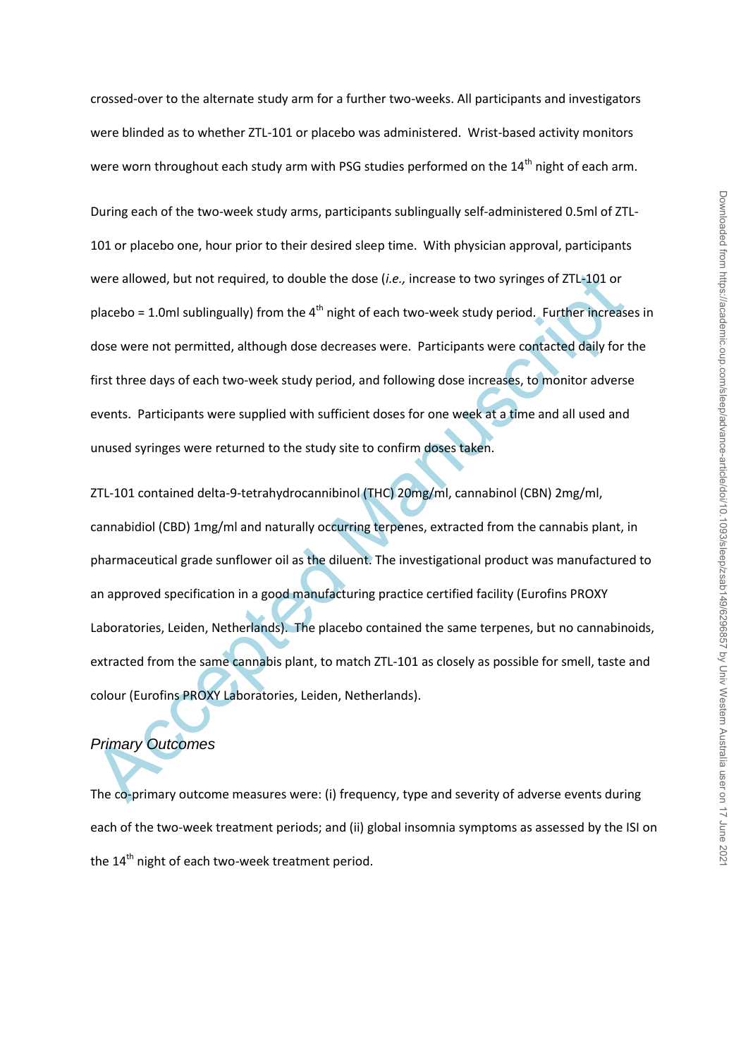crossed-over to the alternate study arm for a further two-weeks. All participants and investigators were blinded as to whether ZTL-101 or placebo was administered. Wrist-based activity monitors were worn throughout each study arm with PSG studies performed on the 14th night of each arm.

During each of the two-week study arms, participants sublingually self-administered 0.5ml of ZTL-101 or placebo one, hour prior to their desired sleep time. With physician approval, participants were allowed, but not required, to double the dose (*i.e.,* increase to two syringes of ZTL-101 or placebo = 1.0ml sublingually) from the 4th night of each two-week study period. Further increases in dose were not permitted, although dose decreases were. Participants were contacted daily for the first three days of each two-week study period, and following dose increases, to monitor adverse events. Participants were supplied with sufficient doses for one week at a time and all used and unused syringes were returned to the study site to confirm doses taken.

ZTL-101 contained delta-9-tetrahydrocannibinol (THC) 20mg/ml, cannabinol (CBN) 2mg/ml, cannabidiol (CBD) 1mg/ml and naturally occurring terpenes, extracted from the cannabis plant, in pharmaceutical grade sunflower oil as the diluent. The investigational product was manufactured to an approved specification in a good manufacturing practice certified facility (Eurofins PROXY Laboratories, Leiden, Netherlands). The placebo contained the same terpenes, but no cannabinoids, extracted from the same cannabis plant, to match ZTL-101 as closely as possible for smell, taste and colour (Eurofins PROXY Laboratories, Leiden, Netherlands).

### *Primary Outcomes*

The co-primary outcome measures were: (i) frequency, type and severity of adverse events during each of the two-week treatment periods; and (ii) global insomnia symptoms as assessed by the ISI on the 14th night of each two-week treatment period.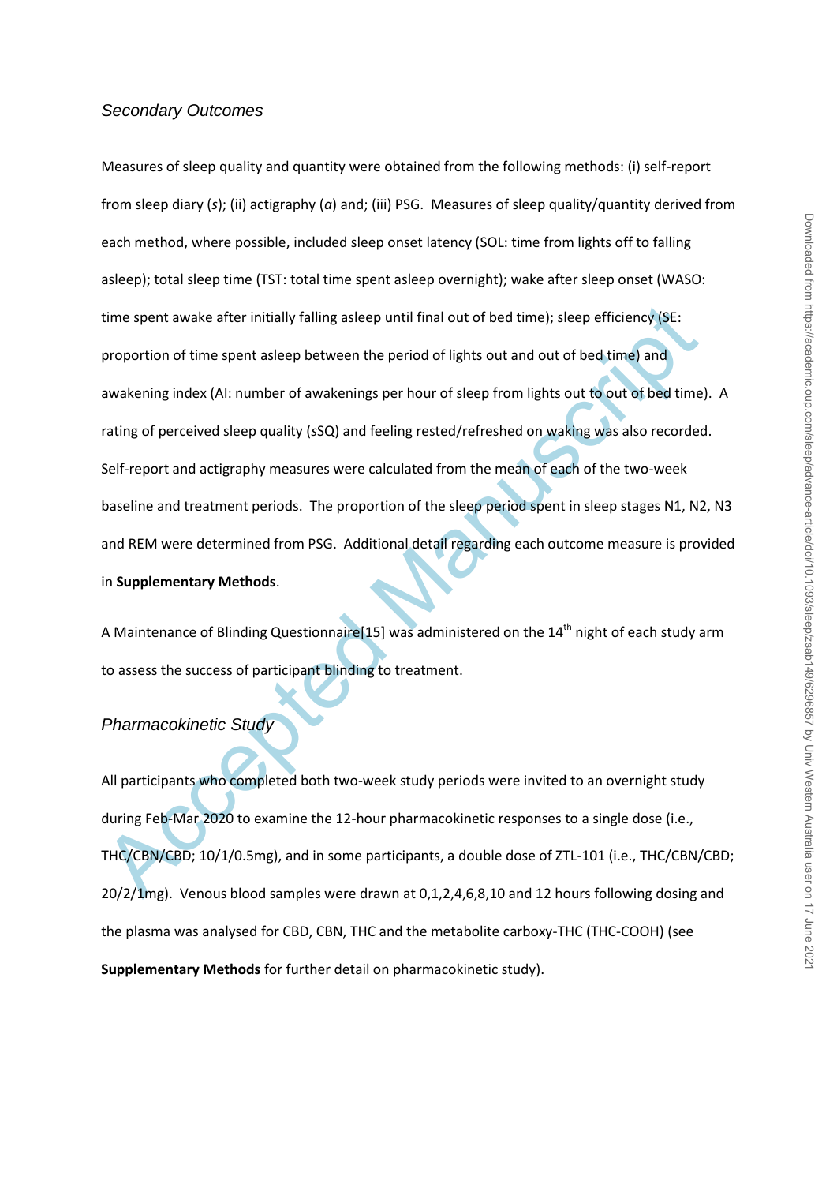### *Secondary Outcomes*

Measures of sleep quality and quantity were obtained from the following methods: (i) self-report from sleep diary (*s*); (ii) actigraphy (*a*) and; (iii) PSG. Measures of sleep quality/quantity derived from each method, where possible, included sleep onset latency (SOL: time from lights off to falling asleep); total sleep time (TST: total time spent asleep overnight); wake after sleep onset (WASO: time spent awake after initially falling asleep until final out of bed time); sleep efficiency (SE: proportion of time spent asleep between the period of lights out and out of bed time) and awakening index (AI: number of awakenings per hour of sleep from lights out to out of bed time). A rating of perceived sleep quality (*s*SQ) and feeling rested/refreshed on waking was also recorded. Self-report and actigraphy measures were calculated from the mean of each of the two-week baseline and treatment periods. The proportion of the sleep period spent in sleep stages N1, N2, N3 and REM were determined from PSG. Additional detail regarding each outcome measure is provided in **Supplementary Methods**.

A Maintenance of Blinding Questionnaire[15] was administered on the 14th night of each study arm to assess the success of participant blinding to treatment.

### *Pharmacokinetic Study*

All participants who completed both two-week study periods were invited to an overnight study during Feb-Mar 2020 to examine the 12-hour pharmacokinetic responses to a single dose (i.e., THC/CBN/CBD; 10/1/0.5mg), and in some participants, a double dose of ZTL-101 (i.e., THC/CBN/CBD; 20/2/1mg). Venous blood samples were drawn at 0,1,2,4,6,8,10 and 12 hours following dosing and the plasma was analysed for CBD, CBN, THC and the metabolite carboxy-THC (THC-COOH) (see **Supplementary Methods** for further detail on pharmacokinetic study).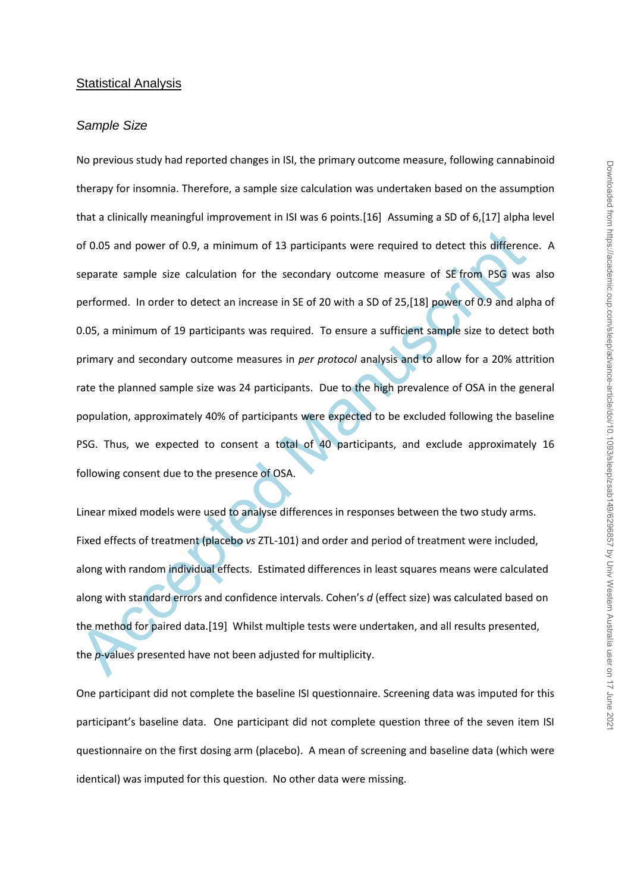## Statistical Analysis

### *Sample Size*

No previous study had reported changes in ISI, the primary outcome measure, following cannabinoid therapy for insomnia. Therefore, a sample size calculation was undertaken based on the assumption that a clinically meaningful improvement in ISI was 6 points.[16] Assuming a SD of 6,[17] alpha level of 0.05 and power of 0.9, a minimum of 13 participants were required to detect this difference. A separate sample size calculation for the secondary outcome measure of SE from PSG was also performed. In order to detect an increase in SE of 20 with a SD of 25,[18] power of 0.9 and alpha of 0.05, a minimum of 19 participants was required. To ensure a sufficient sample size to detect both primary and secondary outcome measures in *per protocol* analysis and to allow for a 20% attrition rate the planned sample size was 24 participants. Due to the high prevalence of OSA in the general population, approximately 40% of participants were expected to be excluded following the baseline PSG. Thus, we expected to consent a total of 40 participants, and exclude approximately 16 following consent due to the presence of OSA.

Linear mixed models were used to analyse differences in responses between the two study arms. Fixed effects of treatment (placebo *vs* ZTL-101) and order and period of treatment were included, along with random individual effects. Estimated differences in least squares means were calculated along with standard errors and confidence intervals. Cohen's *d* (effect size) was calculated based on the method for paired data.[19] Whilst multiple tests were undertaken, and all results presented, the *p*-values presented have not been adjusted for multiplicity.

One participant did not complete the baseline ISI questionnaire. Screening data was imputed for this participant's baseline data. One participant did not complete question three of the seven item ISI questionnaire on the first dosing arm (placebo). A mean of screening and baseline data (which were identical) was imputed for this question. No other data were missing.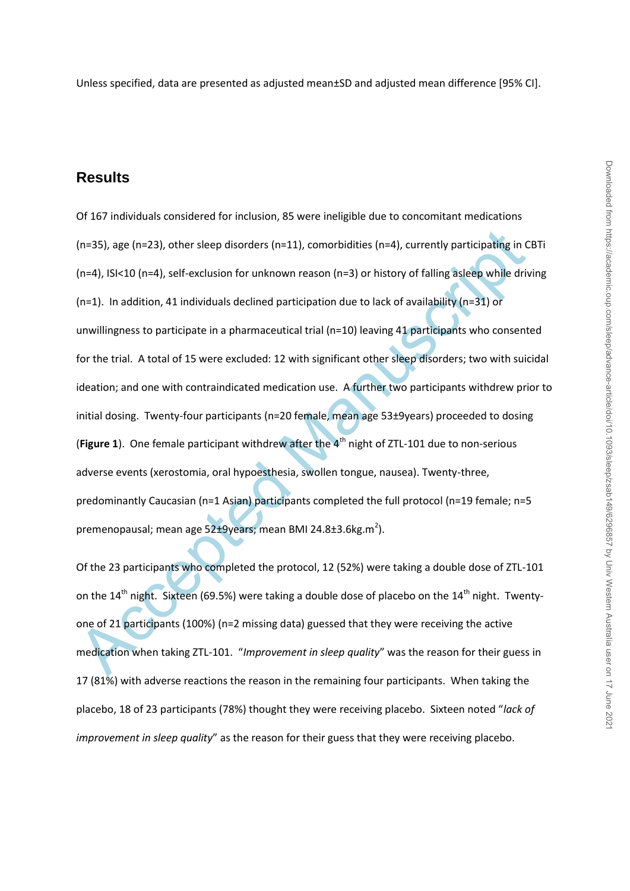Unless specified, data are presented as adjusted mean±SD and adjusted mean difference [95% CI].

## Results

Of 167 individuals considered for inclusion, 85 were ineligible due to concomitant medications (n=35), age (n=23), other sleep disorders (n=11), comorbidities (n=4), currently participating in CBTi (n=4), ISI<10 (n=4), self-exclusion for unknown reason (n=3) or history of falling asleep while driving (n=1). In addition, 41 individuals declined participation due to lack of availability (n=31) or unwillingness to participate in a pharmaceutical trial (n=10) leaving 41 participants who consented for the trial. A total of 15 were excluded: 12 with significant other sleep disorders; two with suicidal ideation; and one with contraindicated medication use. A further two participants withdrew prior to initial dosing. Twenty-four participants (n=20 female, mean age 53±9years) proceeded to dosing (**Figure 1**). One female participant withdrew after the 4th night of ZTL-101 due to non-serious adverse events (xerostomia, oral hypoesthesia, swollen tongue, nausea). Twenty-three, predominantly Caucasian (n=1 Asian) participants completed the full protocol (n=19 female; n=5 premenopausal; mean age 52±9years; mean BMI 24.8±3.6kg.m$^2$).

Of the 23 participants who completed the protocol, 12 (52%) were taking a double dose of ZTL-101 on the 14th night. Sixteen (69.5%) were taking a double dose of placebo on the 14th night. Twenty-one of 21 participants (100%) (n=2 missing data) guessed that they were receiving the active medication when taking ZTL-101. "*Improvement in sleep quality*" was the reason for their guess in 17 (81%) with adverse reactions the reason in the remaining four participants. When taking the placebo, 18 of 23 participants (78%) thought they were receiving placebo. Sixteen noted "*lack of improvement in sleep quality*" as the reason for their guess that they were receiving placebo.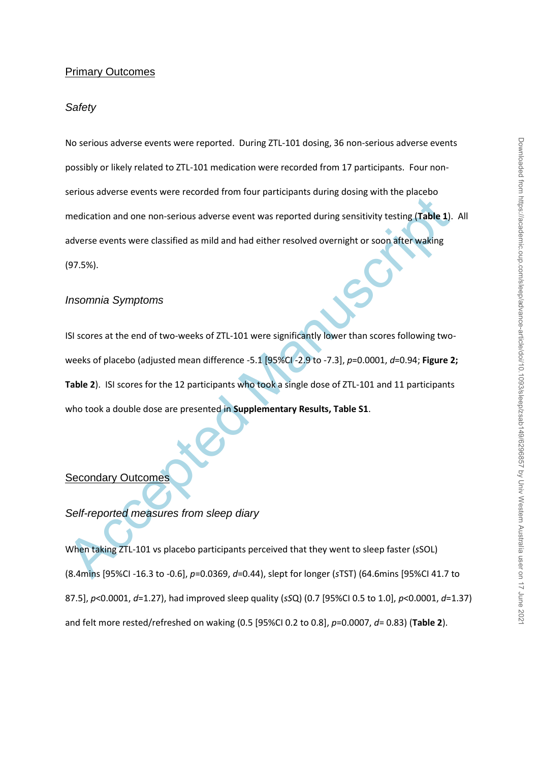## Primary Outcomes

### *Safety*

No serious adverse events were reported. During ZTL-101 dosing, 36 non-serious adverse events possibly or likely related to ZTL-101 medication were recorded from 17 participants. Four non-serious adverse events were recorded from four participants during dosing with the placebo medication and one non-serious adverse event was reported during sensitivity testing (**Table 1**). All adverse events were classified as mild and had either resolved overnight or soon after waking (97.5%).

### *Insomnia Symptoms*

ISI scores at the end of two-weeks of ZTL-101 were significantly lower than scores following two-weeks of placebo (adjusted mean difference -5.1 [95%CI -2.9 to -7.3], *p*=0.0001, *d*=0.94; **Figure 2; Table 2**). ISI scores for the 12 participants who took a single dose of ZTL-101 and 11 participants who took a double dose are presented in **Supplementary Results, Table S1**.

## Secondary Outcomes

### *Self-reported measures from sleep diary*

When taking ZTL-101 vs placebo participants perceived that they went to sleep faster (*s*SOL) (8.4mins [95%CI -16.3 to -0.6], *p*=0.0369, *d*=0.44), slept for longer (*s*TST) (64.6mins [95%CI 41.7 to 87.5], *p*<0.0001, *d*=1.27), had improved sleep quality (*s*SQ) (0.7 [95%CI 0.5 to 1.0], *p*<0.0001, *d*=1.37) and felt more rested/refreshed on waking (0.5 [95%CI 0.2 to 0.8], *p*=0.0007, *d*= 0.83) (**Table 2**).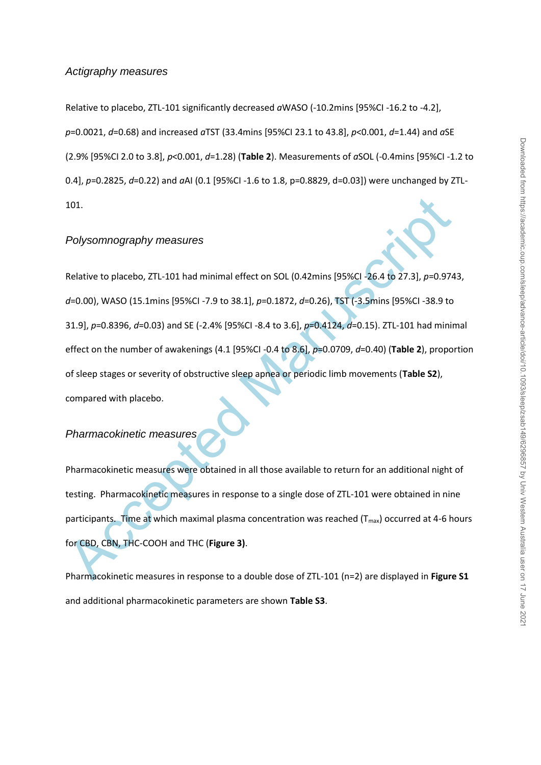### *Actigraphy measures*

Relative to placebo, ZTL-101 significantly decreased *a*WASO (-10.2mins [95%CI -16.2 to -4.2], *p*=0.0021, *d*=0.68) and increased *a*TST (33.4mins [95%CI 23.1 to 43.8], *p*<0.001, *d*=1.44) and *a*SE (2.9% [95%CI 2.0 to 3.8], *p*<0.001, *d*=1.28) (**Table 2**). Measurements of *a*SOL (-0.4mins [95%CI -1.2 to 0.4], *p*=0.2825, *d*=0.22) and *a*AI (0.1 [95%CI -1.6 to 1.8, p=0.8829, d=0.03]) were unchanged by ZTL-101.

### *Polysomnography measures*

Relative to placebo, ZTL-101 had minimal effect on SOL (0.42mins [95%CI -26.4 to 27.3], *p*=0.9743, *d*=0.00), WASO (15.1mins [95%CI -7.9 to 38.1], *p*=0.1872, *d*=0.26), TST (-3.5mins [95%CI -38.9 to 31.9], *p*=0.8396, *d*=0.03) and SE (-2.4% [95%CI -8.4 to 3.6], *p*=0.4124, *d*=0.15). ZTL-101 had minimal effect on the number of awakenings (4.1 [95%CI -0.4 to 8.6], *p*=0.0709, *d*=0.40) (**Table 2**), proportion of sleep stages or severity of obstructive sleep apnea or periodic limb movements (**Table S2**), compared with placebo.

### *Pharmacokinetic measures*

Pharmacokinetic measures were obtained in all those available to return for an additional night of testing. Pharmacokinetic measures in response to a single dose of ZTL-101 were obtained in nine participants. Time at which maximal plasma concentration was reached ($T_{max}$) occurred at 4-6 hours for CBD, CBN, THC-COOH and THC (**Figure 3)**.

Pharmacokinetic measures in response to a double dose of ZTL-101 (n=2) are displayed in **Figure S1** and additional pharmacokinetic parameters are shown **Table S3**.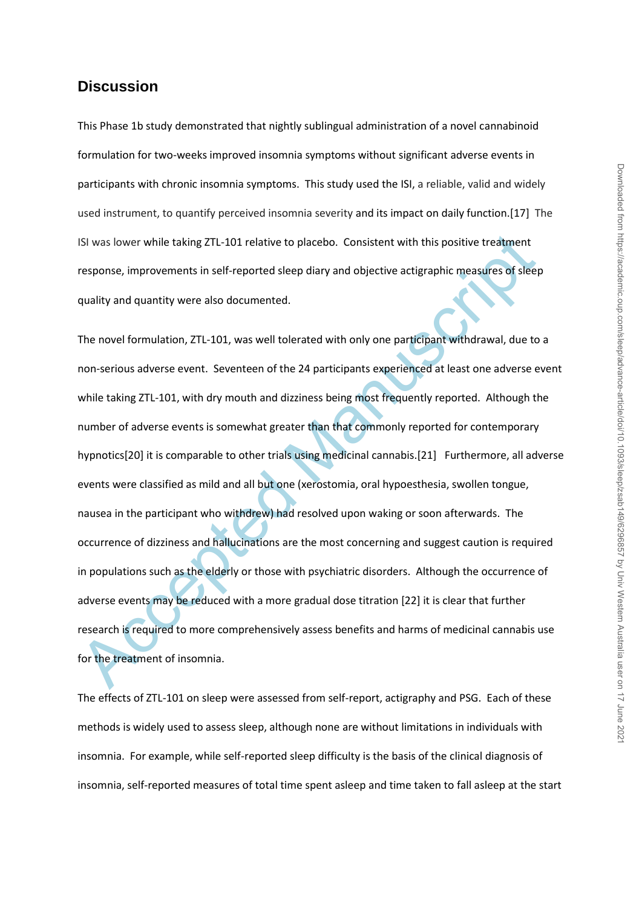## Discussion

This Phase 1b study demonstrated that nightly sublingual administration of a novel cannabinoid formulation for two-weeks improved insomnia symptoms without significant adverse events in participants with chronic insomnia symptoms. This study used the ISI, a reliable, valid and widely used instrument, to quantify perceived insomnia severity and its impact on daily function.[17] The ISI was lower while taking ZTL-101 relative to placebo. Consistent with this positive treatment response, improvements in self-reported sleep diary and objective actigraphic measures of sleep quality and quantity were also documented.

The novel formulation, ZTL-101, was well tolerated with only one participant withdrawal, due to a non-serious adverse event. Seventeen of the 24 participants experienced at least one adverse event while taking ZTL-101, with dry mouth and dizziness being most frequently reported. Although the number of adverse events is somewhat greater than that commonly reported for contemporary hypnotics[20] it is comparable to other trials using medicinal cannabis.[21] Furthermore, all adverse events were classified as mild and all but one (xerostomia, oral hypoesthesia, swollen tongue, nausea in the participant who withdrew) had resolved upon waking or soon afterwards. The occurrence of dizziness and hallucinations are the most concerning and suggest caution is required in populations such as the elderly or those with psychiatric disorders. Although the occurrence of adverse events may be reduced with a more gradual dose titration [22] it is clear that further research is required to more comprehensively assess benefits and harms of medicinal cannabis use for the treatment of insomnia.

The effects of ZTL-101 on sleep were assessed from self-report, actigraphy and PSG. Each of these methods is widely used to assess sleep, although none are without limitations in individuals with insomnia. For example, while self-reported sleep difficulty is the basis of the clinical diagnosis of insomnia, self-reported measures of total time spent asleep and time taken to fall asleep at the start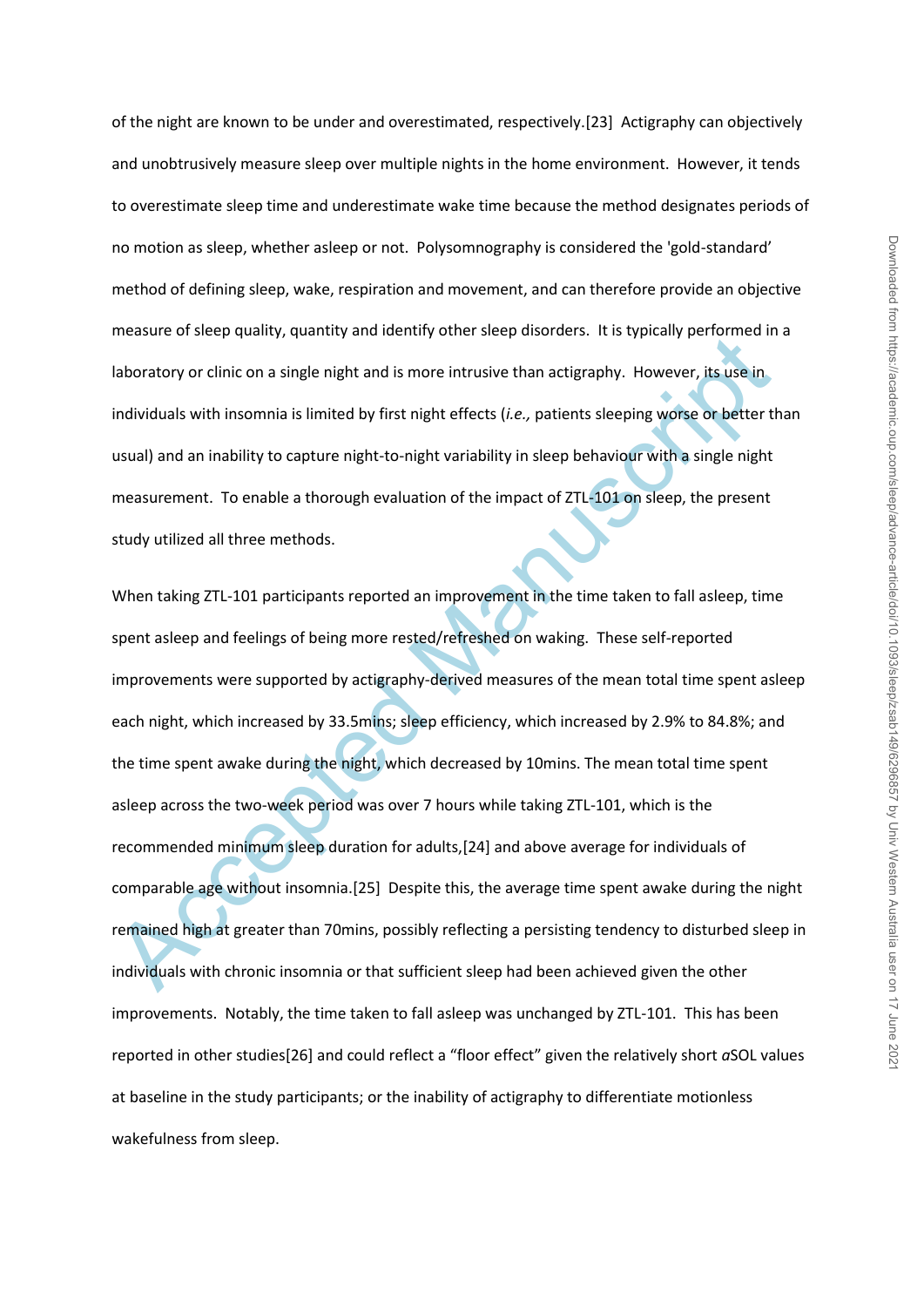of the night are known to be under and overestimated, respectively.[23] Actigraphy can objectively and unobtrusively measure sleep over multiple nights in the home environment. However, it tends to overestimate sleep time and underestimate wake time because the method designates periods of no motion as sleep, whether asleep or not. Polysomnography is considered the 'gold-standard' method of defining sleep, wake, respiration and movement, and can therefore provide an objective measure of sleep quality, quantity and identify other sleep disorders. It is typically performed in a laboratory or clinic on a single night and is more intrusive than actigraphy. However, its use in individuals with insomnia is limited by first night effects (*i.e.,* patients sleeping worse or better than usual) and an inability to capture night-to-night variability in sleep behaviour with a single night measurement. To enable a thorough evaluation of the impact of ZTL-101 on sleep, the present study utilized all three methods.

When taking ZTL-101 participants reported an improvement in the time taken to fall asleep, time spent asleep and feelings of being more rested/refreshed on waking. These self-reported improvements were supported by actigraphy-derived measures of the mean total time spent asleep each night, which increased by 33.5mins; sleep efficiency, which increased by 2.9% to 84.8%; and the time spent awake during the night, which decreased by 10mins. The mean total time spent asleep across the two-week period was over 7 hours while taking ZTL-101, which is the recommended minimum sleep duration for adults,[24] and above average for individuals of comparable age without insomnia.[25] Despite this, the average time spent awake during the night remained high at greater than 70mins, possibly reflecting a persisting tendency to disturbed sleep in individuals with chronic insomnia or that sufficient sleep had been achieved given the other improvements. Notably, the time taken to fall asleep was unchanged by ZTL-101. This has been reported in other studies[26] and could reflect a "floor effect" given the relatively short *a*SOL values at baseline in the study participants; or the inability of actigraphy to differentiate motionless wakefulness from sleep.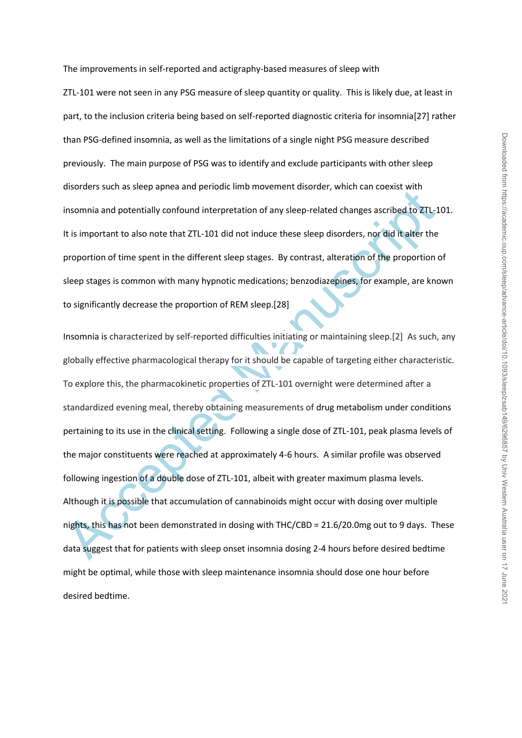The improvements in self-reported and actigraphy-based measures of sleep with ZTL-101 were not seen in any PSG measure of sleep quantity or quality. This is likely due, at least in part, to the inclusion criteria being based on self-reported diagnostic criteria for insomnia[27] rather than PSG-defined insomnia, as well as the limitations of a single night PSG measure described previously. The main purpose of PSG was to identify and exclude participants with other sleep disorders such as sleep apnea and periodic limb movement disorder, which can coexist with insomnia and potentially confound interpretation of any sleep-related changes ascribed to ZTL-101. It is important to also note that ZTL-101 did not induce these sleep disorders, nor did it alter the proportion of time spent in the different sleep stages. By contrast, alteration of the proportion of sleep stages is common with many hypnotic medications; benzodiazepines, for example, are known to significantly decrease the proportion of REM sleep.[28]

Insomnia is characterized by self-reported difficulties initiating or maintaining sleep.[2] As such, any globally effective pharmacological therapy for it should be capable of targeting either characteristic. To explore this, the pharmacokinetic properties of ZTL-101 overnight were determined after a standardized evening meal, thereby obtaining measurements of drug metabolism under conditions pertaining to its use in the clinical setting. Following a single dose of ZTL-101, peak plasma levels of the major constituents were reached at approximately 4-6 hours. A similar profile was observed following ingestion of a double dose of ZTL-101, albeit with greater maximum plasma levels. Although it is possible that accumulation of cannabinoids might occur with dosing over multiple nights, this has not been demonstrated in dosing with THC/CBD = 21.6/20.0mg out to 9 days. These data suggest that for patients with sleep onset insomnia dosing 2-4 hours before desired bedtime might be optimal, while those with sleep maintenance insomnia should dose one hour before desired bedtime.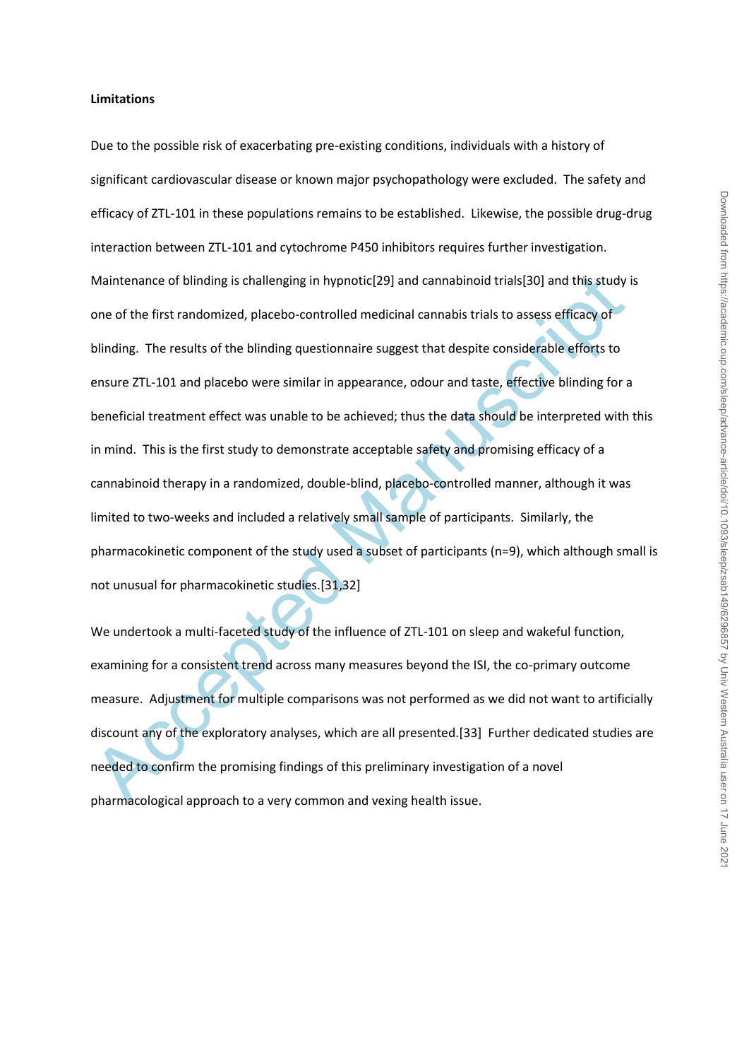**Limitations**

Due to the possible risk of exacerbating pre-existing conditions, individuals with a history of significant cardiovascular disease or known major psychopathology were excluded. The safety and efficacy of ZTL-101 in these populations remains to be established. Likewise, the possible drug-drug interaction between ZTL-101 and cytochrome P450 inhibitors requires further investigation. Maintenance of blinding is challenging in hypnotic[29] and cannabinoid trials[30] and this study is one of the first randomized, placebo-controlled medicinal cannabis trials to assess efficacy of blinding. The results of the blinding questionnaire suggest that despite considerable efforts to ensure ZTL-101 and placebo were similar in appearance, odour and taste, effective blinding for a beneficial treatment effect was unable to be achieved; thus the data should be interpreted with this in mind. This is the first study to demonstrate acceptable safety and promising efficacy of a cannabinoid therapy in a randomized, double-blind, placebo-controlled manner, although it was limited to two-weeks and included a relatively small sample of participants. Similarly, the pharmacokinetic component of the study used a subset of participants (n=9), which although small is not unusual for pharmacokinetic studies.[31,32]

We undertook a multi-faceted study of the influence of ZTL-101 on sleep and wakeful function, examining for a consistent trend across many measures beyond the ISI, the co-primary outcome measure. Adjustment for multiple comparisons was not performed as we did not want to artificially discount any of the exploratory analyses, which are all presented.[33] Further dedicated studies are needed to confirm the promising findings of this preliminary investigation of a novel pharmacological approach to a very common and vexing health issue.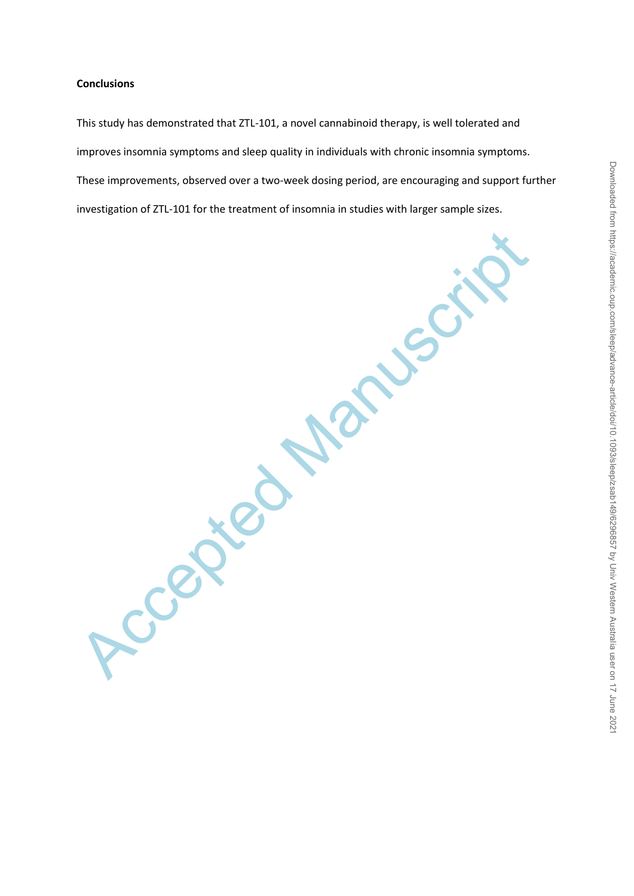**Conclusions**

This study has demonstrated that ZTL-101, a novel cannabinoid therapy, is well tolerated and improves insomnia symptoms and sleep quality in individuals with chronic insomnia symptoms. These improvements, observed over a two-week dosing period, are encouraging and support further investigation of ZTL-101 for the treatment of insomnia in studies with larger sample sizes.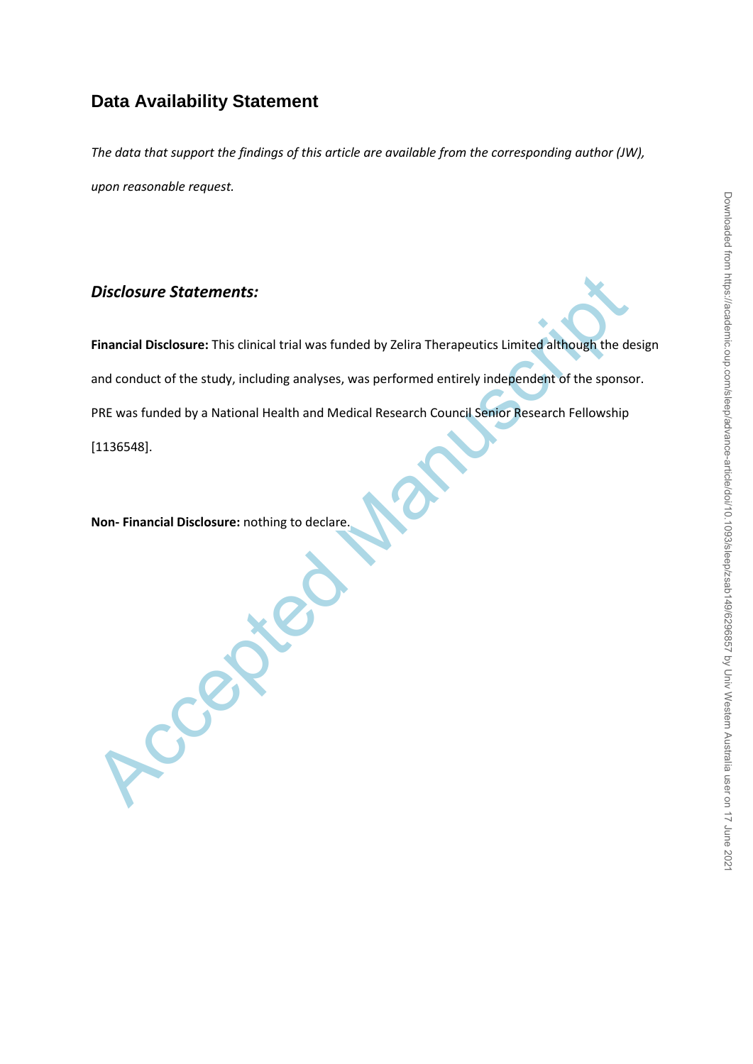## Data Availability Statement

*The data that support the findings of this article are available from the corresponding author (JW), upon reasonable request.*

### *Disclosure Statements:*

**Financial Disclosure:** This clinical trial was funded by Zelira Therapeutics Limited although the design and conduct of the study, including analyses, was performed entirely independent of the sponsor. PRE was funded by a National Health and Medical Research Council Senior Research Fellowship [1136548].

**Non- Financial Disclosure:** nothing to declare.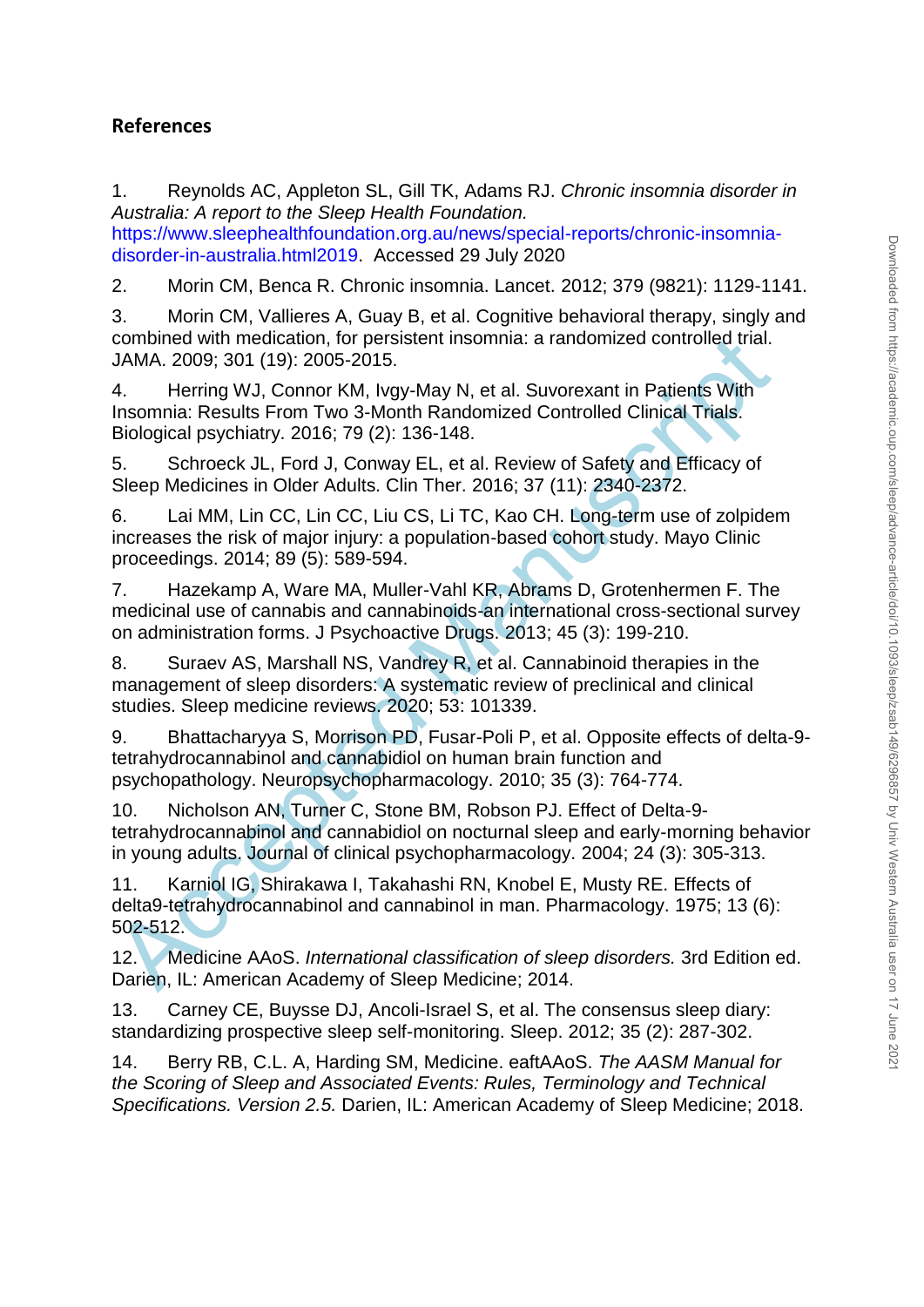## References

1. Reynolds AC, Appleton SL, Gill TK, Adams RJ. *Chronic insomnia disorder in Australia: A report to the Sleep Health Foundation.* https://www.sleephealthfoundation.org.au/news/special-reports/chronic-insomnia-disorder-in-australia.html2019. Accessed 29 July 2020

2. Morin CM, Benca R. Chronic insomnia. Lancet. 2012; 379 (9821): 1129-1141.

3. Morin CM, Vallieres A, Guay B, et al. Cognitive behavioral therapy, singly and combined with medication, for persistent insomnia: a randomized controlled trial. JAMA. 2009; 301 (19): 2005-2015.

4. Herring WJ, Connor KM, Ivgy-May N, et al. Suvorexant in Patients With Insomnia: Results From Two 3-Month Randomized Controlled Clinical Trials. Biological psychiatry. 2016; 79 (2): 136-148.

5. Schroeck JL, Ford J, Conway EL, et al. Review of Safety and Efficacy of Sleep Medicines in Older Adults. Clin Ther. 2016; 37 (11): 2340-2372.

6. Lai MM, Lin CC, Lin CC, Liu CS, Li TC, Kao CH. Long-term use of zolpidem increases the risk of major injury: a population-based cohort study. Mayo Clinic proceedings. 2014; 89 (5): 589-594.

7. Hazekamp A, Ware MA, Muller-Vahl KR, Abrams D, Grotenhermen F. The medicinal use of cannabis and cannabinoids-an international cross-sectional survey on administration forms. J Psychoactive Drugs. 2013; 45 (3): 199-210.

8. Suraev AS, Marshall NS, Vandrey R, et al. Cannabinoid therapies in the management of sleep disorders: A systematic review of preclinical and clinical studies. Sleep medicine reviews. 2020; 53: 101339.

9. Bhattacharyya S, Morrison PD, Fusar-Poli P, et al. Opposite effects of delta-9-tetrahydrocannabinol and cannabidiol on human brain function and psychopathology. Neuropsychopharmacology. 2010; 35 (3): 764-774.

10. Nicholson AN, Turner C, Stone BM, Robson PJ. Effect of Delta-9-tetrahydrocannabinol and cannabidiol on nocturnal sleep and early-morning behavior in young adults. Journal of clinical psychopharmacology. 2004; 24 (3): 305-313.

11. Karniol IG, Shirakawa I, Takahashi RN, Knobel E, Musty RE. Effects of delta9-tetrahydrocannabinol and cannabinol in man. Pharmacology. 1975; 13 (6): 502-512.

12. Medicine AAoS. *International classification of sleep disorders.* 3rd Edition ed. Darien, IL: American Academy of Sleep Medicine; 2014.

13. Carney CE, Buysse DJ, Ancoli-Israel S, et al. The consensus sleep diary: standardizing prospective sleep self-monitoring. Sleep. 2012; 35 (2): 287-302.

14. Berry RB, C.L. A, Harding SM, Medicine. eaftAAoS. *The AASM Manual for the Scoring of Sleep and Associated Events: Rules, Terminology and Technical Specifications. Version 2.5.* Darien, IL: American Academy of Sleep Medicine; 2018.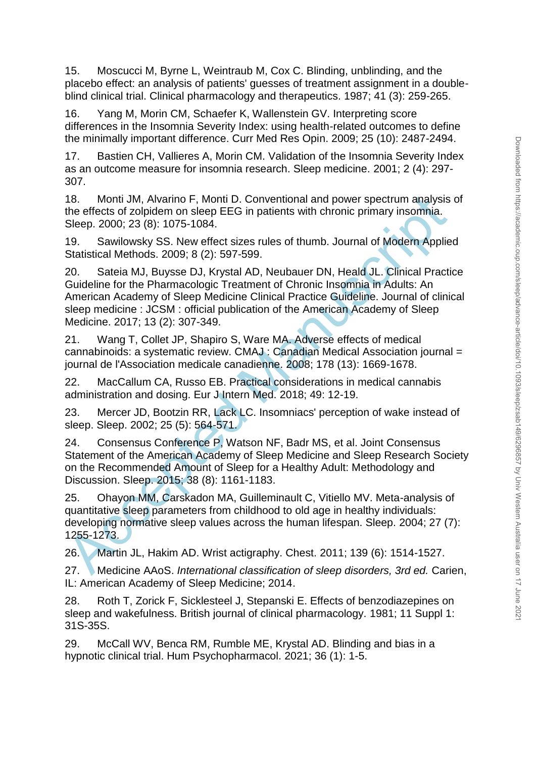15. Moscucci M, Byrne L, Weintraub M, Cox C. Blinding, unblinding, and the placebo effect: an analysis of patients' guesses of treatment assignment in a double-blind clinical trial. Clinical pharmacology and therapeutics. 1987; 41 (3): 259-265.

16. Yang M, Morin CM, Schaefer K, Wallenstein GV. Interpreting score differences in the Insomnia Severity Index: using health-related outcomes to define the minimally important difference. Curr Med Res Opin. 2009; 25 (10): 2487-2494.

17. Bastien CH, Vallieres A, Morin CM. Validation of the Insomnia Severity Index as an outcome measure for insomnia research. Sleep medicine. 2001; 2 (4): 297-307.

18. Monti JM, Alvarino F, Monti D. Conventional and power spectrum analysis of the effects of zolpidem on sleep EEG in patients with chronic primary insomnia. Sleep. 2000; 23 (8): 1075-1084.

19. Sawilowsky SS. New effect sizes rules of thumb. Journal of Modern Applied Statistical Methods. 2009; 8 (2): 597-599.

20. Sateia MJ, Buysse DJ, Krystal AD, Neubauer DN, Heald JL. Clinical Practice Guideline for the Pharmacologic Treatment of Chronic Insomnia in Adults: An American Academy of Sleep Medicine Clinical Practice Guideline. Journal of clinical sleep medicine : JCSM : official publication of the American Academy of Sleep Medicine. 2017; 13 (2): 307-349.

21. Wang T, Collet JP, Shapiro S, Ware MA. Adverse effects of medical cannabinoids: a systematic review. CMAJ : Canadian Medical Association journal = journal de l'Association medicale canadienne. 2008; 178 (13): 1669-1678.

22. MacCallum CA, Russo EB. Practical considerations in medical cannabis administration and dosing. Eur J Intern Med. 2018; 49: 12-19.

23. Mercer JD, Bootzin RR, Lack LC. Insomniacs' perception of wake instead of sleep. Sleep. 2002; 25 (5): 564-571.

24. Consensus Conference P, Watson NF, Badr MS, et al. Joint Consensus Statement of the American Academy of Sleep Medicine and Sleep Research Society on the Recommended Amount of Sleep for a Healthy Adult: Methodology and Discussion. Sleep. 2015; 38 (8): 1161-1183.

25. Ohayon MM, Carskadon MA, Guilleminault C, Vitiello MV. Meta-analysis of quantitative sleep parameters from childhood to old age in healthy individuals: developing normative sleep values across the human lifespan. Sleep. 2004; 27 (7): 1255-1273.

26. Martin JL, Hakim AD. Wrist actigraphy. Chest. 2011; 139 (6): 1514-1527.

27. Medicine AAoS. *International classification of sleep disorders, 3rd ed.* Carien, IL: American Academy of Sleep Medicine; 2014.

28. Roth T, Zorick F, Sicklesteel J, Stepanski E. Effects of benzodiazepines on sleep and wakefulness. British journal of clinical pharmacology. 1981; 11 Suppl 1: 31S-35S.

29. McCall WV, Benca RM, Rumble ME, Krystal AD. Blinding and bias in a hypnotic clinical trial. Hum Psychopharmacol. 2021; 36 (1): 1-5.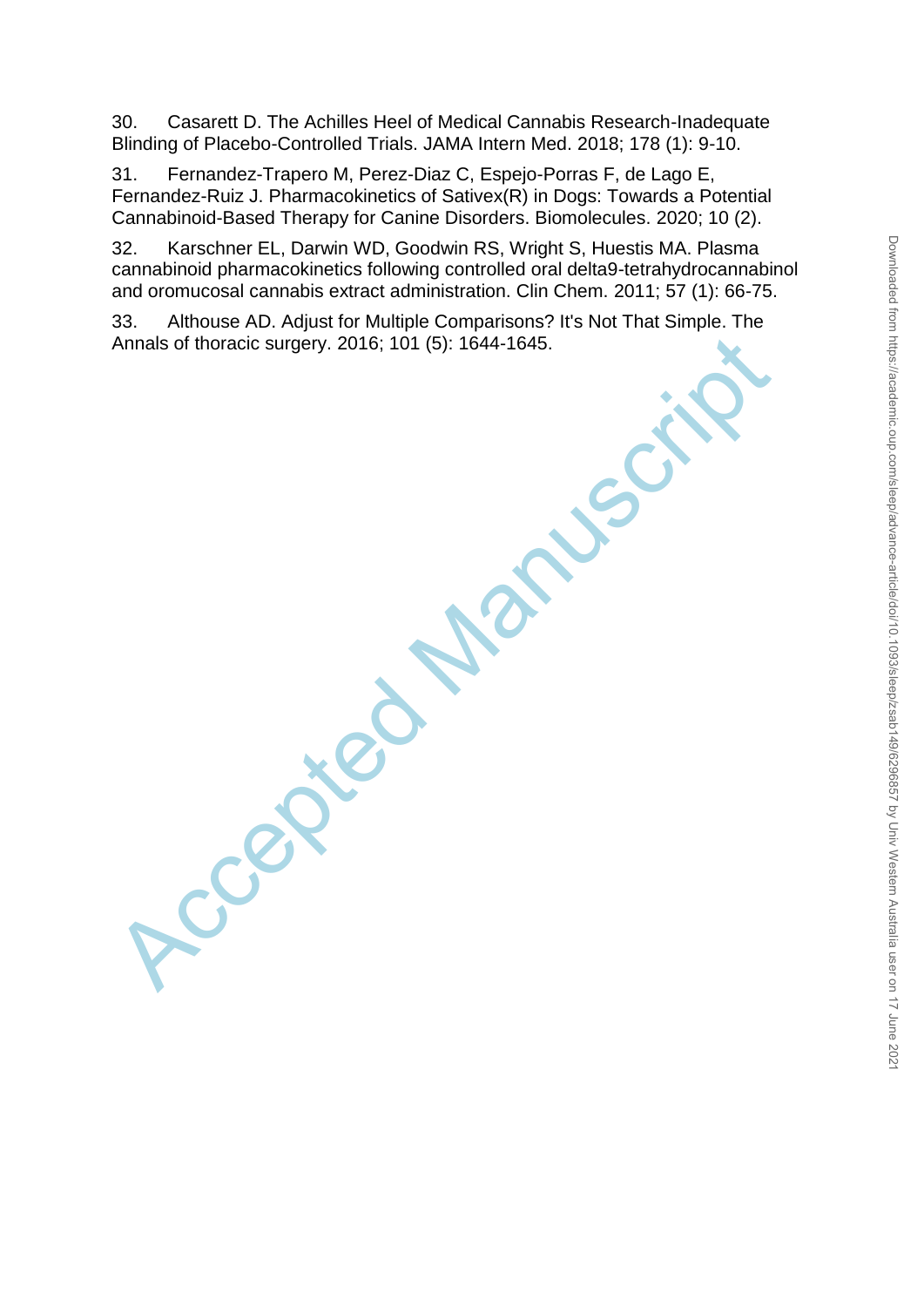30. Casarett D. The Achilles Heel of Medical Cannabis Research-Inadequate Blinding of Placebo-Controlled Trials. JAMA Intern Med. 2018; 178 (1): 9-10.

31. Fernandez-Trapero M, Perez-Diaz C, Espejo-Porras F, de Lago E, Fernandez-Ruiz J. Pharmacokinetics of Sativex(R) in Dogs: Towards a Potential Cannabinoid-Based Therapy for Canine Disorders. Biomolecules. 2020; 10 (2).

32. Karschner EL, Darwin WD, Goodwin RS, Wright S, Huestis MA. Plasma cannabinoid pharmacokinetics following controlled oral delta9-tetrahydrocannabinol and oromucosal cannabis extract administration. Clin Chem. 2011; 57 (1): 66-75.

33. Althouse AD. Adjust for Multiple Comparisons? It's Not That Simple. The Annals of thoracic surgery. 2016; 101 (5): 1644-1645.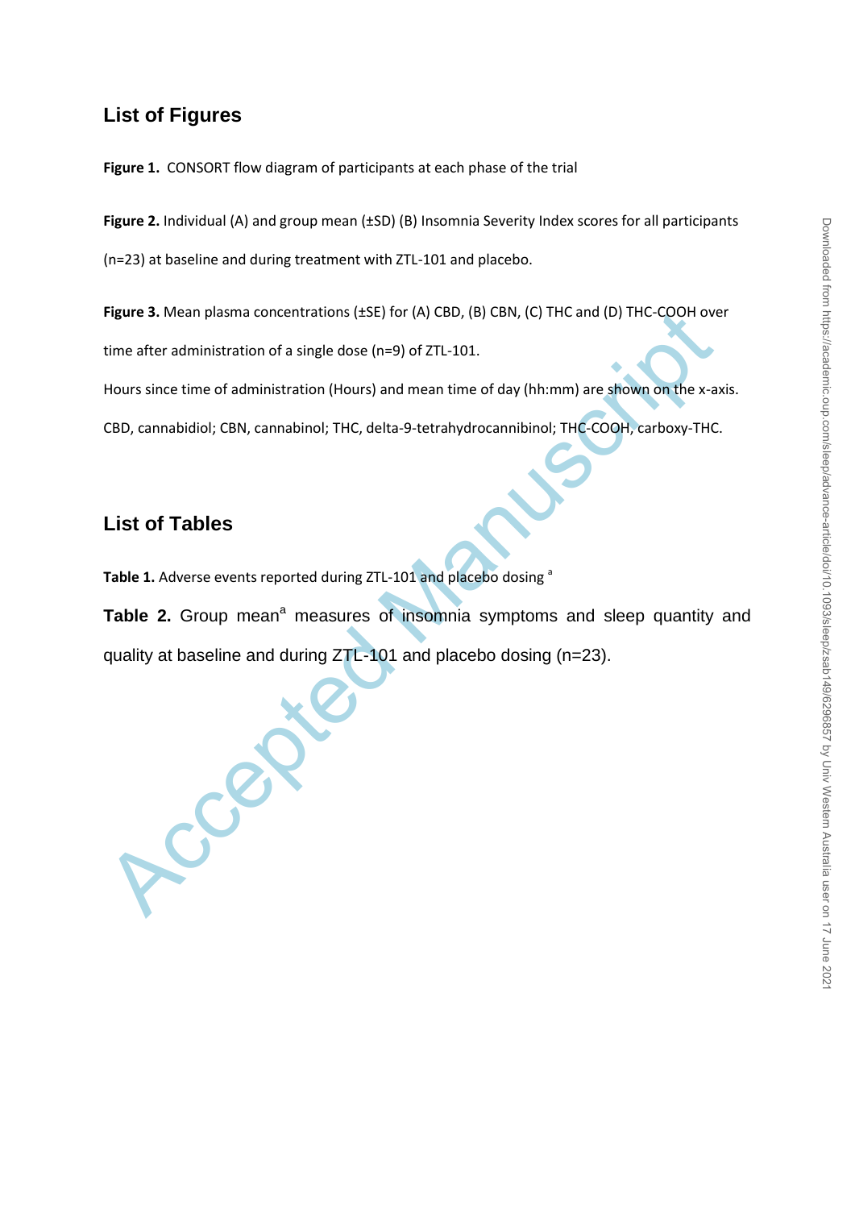## List of Figures

**Figure 1.** CONSORT flow diagram of participants at each phase of the trial

**Figure 2.** Individual (A) and group mean (±SD) (B) Insomnia Severity Index scores for all participants (n=23) at baseline and during treatment with ZTL-101 and placebo.

**Figure 3.** Mean plasma concentrations (±SE) for (A) CBD, (B) CBN, (C) THC and (D) THC-COOH over time after administration of a single dose (n=9) of ZTL-101.

Hours since time of administration (Hours) and mean time of day (hh:mm) are shown on the x-axis.

CBD, cannabidiol; CBN, cannabinol; THC, delta-9-tetrahydrocannibinol; THC-COOH, carboxy-THC.

## List of Tables

**Table 1.** Adverse events reported during ZTL-101 and placebo dosing [a]

**Table 2.** Group mean[a] measures of insomnia symptoms and sleep quantity and quality at baseline and during ZTL-101 and placebo dosing (n=23).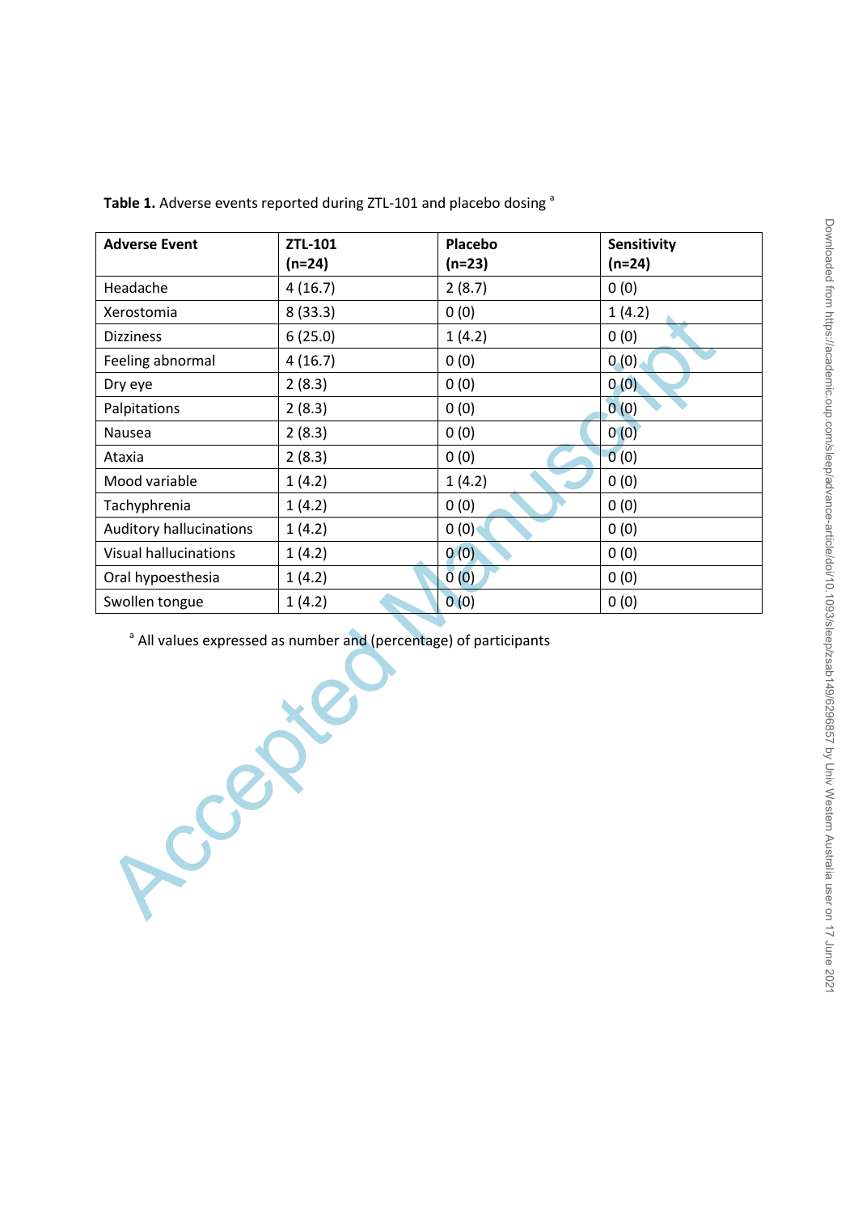**Table 1.** Adverse events reported during ZTL-101 and placebo dosing [a]

| Adverse Event | ZTL-101 (n=24) | Placebo (n=23) | Sensitivity (n=24) |
|---|---|---|---|
| Headache | 4 (16.7) | 2 (8.7) | 0 (0) |
| Xerostomia | 8 (33.3) | 0 (0) | 1 (4.2) |
| Dizziness | 6 (25.0) | 1 (4.2) | 0 (0) |
| Feeling abnormal | 4 (16.7) | 0 (0) | 0 (0) |
| Dry eye | 2 (8.3) | 0 (0) | 0 (0) |
| Palpitations | 2 (8.3) | 0 (0) | 0 (0) |
| Nausea | 2 (8.3) | 0 (0) | 0 (0) |
| Ataxia | 2 (8.3) | 0 (0) | 0 (0) |
| Mood variable | 1 (4.2) | 1 (4.2) | 0 (0) |
| Tachyphrenia | 1 (4.2) | 0 (0) | 0 (0) |
| Auditory hallucinations | 1 (4.2) | 0 (0) | 0 (0) |
| Visual hallucinations | 1 (4.2) | 0 (0) | 0 (0) |
| Oral hypoesthesia | 1 (4.2) | 0 (0) | 0 (0) |
| Swollen tongue | 1 (4.2) | 0 (0) | 0 (0) |

[a] All values expressed as number and (percentage) of participants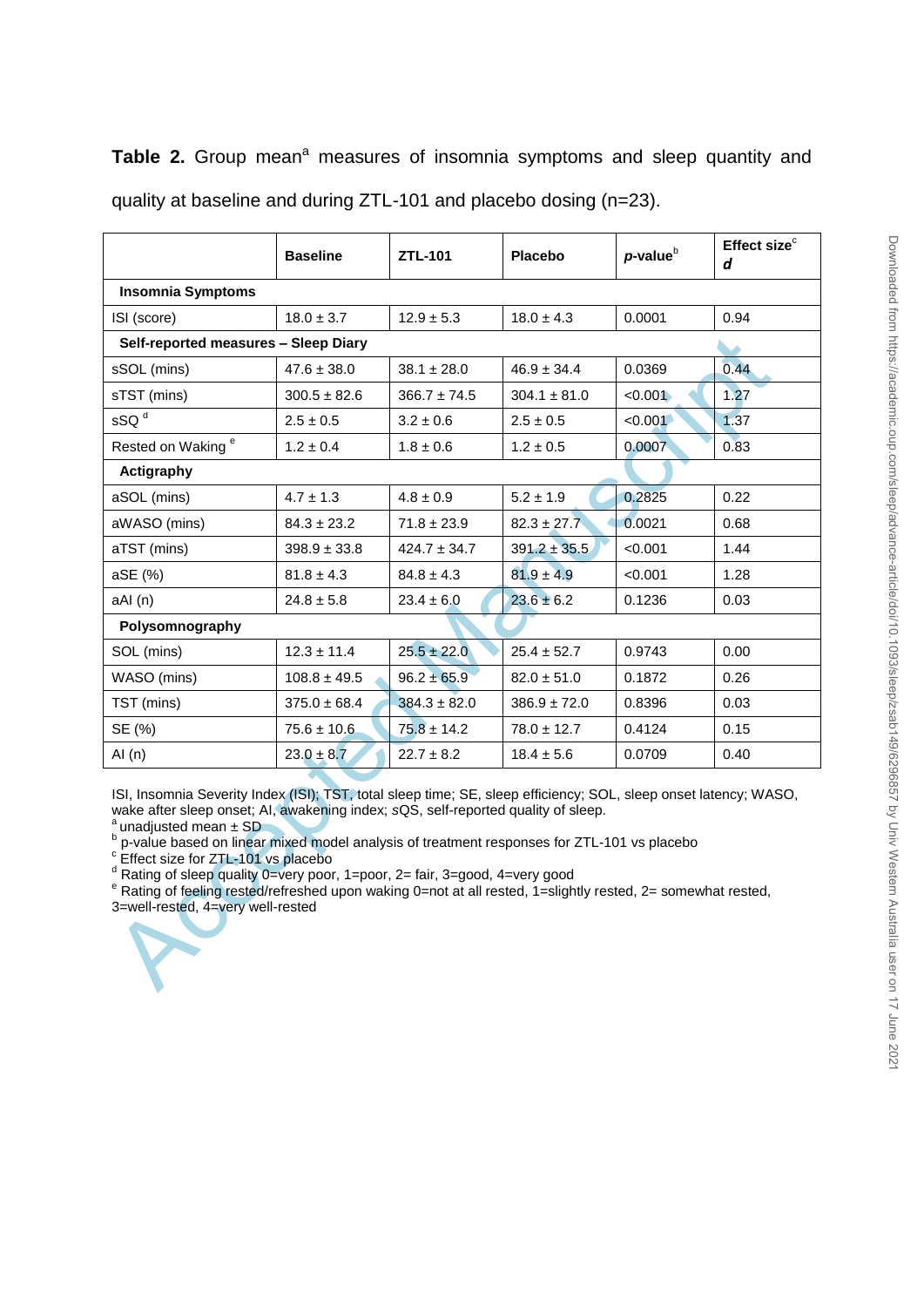**Table 2.** Group mean[a] measures of insomnia symptoms and sleep quantity and quality at baseline and during ZTL-101 and placebo dosing (n=23).

| | **Baseline** | **ZTL-101** | **Placebo** | ***p*-value**[b] | **Effect size**[c] ***d*** |
|---|---|---|---|---|---|
| **Insomnia Symptoms** | | | | | |
| ISI (score) | 18.0 ± 3.7 | 12.9 ± 5.3 | 18.0 ± 4.3 | 0.0001 | 0.94 |
| **Self-reported measures – Sleep Diary** | | | | | |
| sSOL (mins) | 47.6 ± 38.0 | 38.1 ± 28.0 | 46.9 ± 34.4 | 0.0369 | 0.44 |
| sTST (mins) | 300.5 ± 82.6 | 366.7 ± 74.5 | 304.1 ± 81.0 | <0.001 | 1.27 |
| sSQ [d] | 2.5 ± 0.5 | 3.2 ± 0.6 | 2.5 ± 0.5 | <0.001 | 1.37 |
| Rested on Waking [e] | 1.2 ± 0.4 | 1.8 ± 0.6 | 1.2 ± 0.5 | 0.0007 | 0.83 |
| **Actigraphy** | | | | | |
| aSOL (mins) | 4.7 ± 1.3 | 4.8 ± 0.9 | 5.2 ± 1.9 | 0.2825 | 0.22 |
| aWASO (mins) | 84.3 ± 23.2 | 71.8 ± 23.9 | 82.3 ± 27.7 | 0.0021 | 0.68 |
| aTST (mins) | 398.9 ± 33.8 | 424.7 ± 34.7 | 391.2 ± 35.5 | <0.001 | 1.44 |
| aSE (%) | 81.8 ± 4.3 | 84.8 ± 4.3 | 81.9 ± 4.9 | <0.001 | 1.28 |
| aAI (n) | 24.8 ± 5.8 | 23.4 ± 6.0 | 23.6 ± 6.2 | 0.1236 | 0.03 |
| **Polysomnography** | | | | | |
| SOL (mins) | 12.3 ± 11.4 | 25.5 ± 22.0 | 25.4 ± 52.7 | 0.9743 | 0.00 |
| WASO (mins) | 108.8 ± 49.5 | 96.2 ± 65.9 | 82.0 ± 51.0 | 0.1872 | 0.26 |
| TST (mins) | 375.0 ± 68.4 | 384.3 ± 82.0 | 386.9 ± 72.0 | 0.8396 | 0.03 |
| SE (%) | 75.6 ± 10.6 | 75.8 ± 14.2 | 78.0 ± 12.7 | 0.4124 | 0.15 |
| AI (n) | 23.0 ± 8.7 | 22.7 ± 8.2 | 18.4 ± 5.6 | 0.0709 | 0.40 |

ISI, Insomnia Severity Index (ISI); TST, total sleep time; SE, sleep efficiency; SOL, sleep onset latency; WASO, wake after sleep onset; AI, awakening index; *s*QS, self-reported quality of sleep.
[a] unadjusted mean ± SD
[b] p-value based on linear mixed model analysis of treatment responses for ZTL-101 vs placebo
[c] Effect size for ZTL-101 vs placebo
[d] Rating of sleep quality 0=very poor, 1=poor, 2= fair, 3=good, 4=very good
[e] Rating of feeling rested/refreshed upon waking 0=not at all rested, 1=slightly rested, 2= somewhat rested, 3=well-rested, 4=very well-rested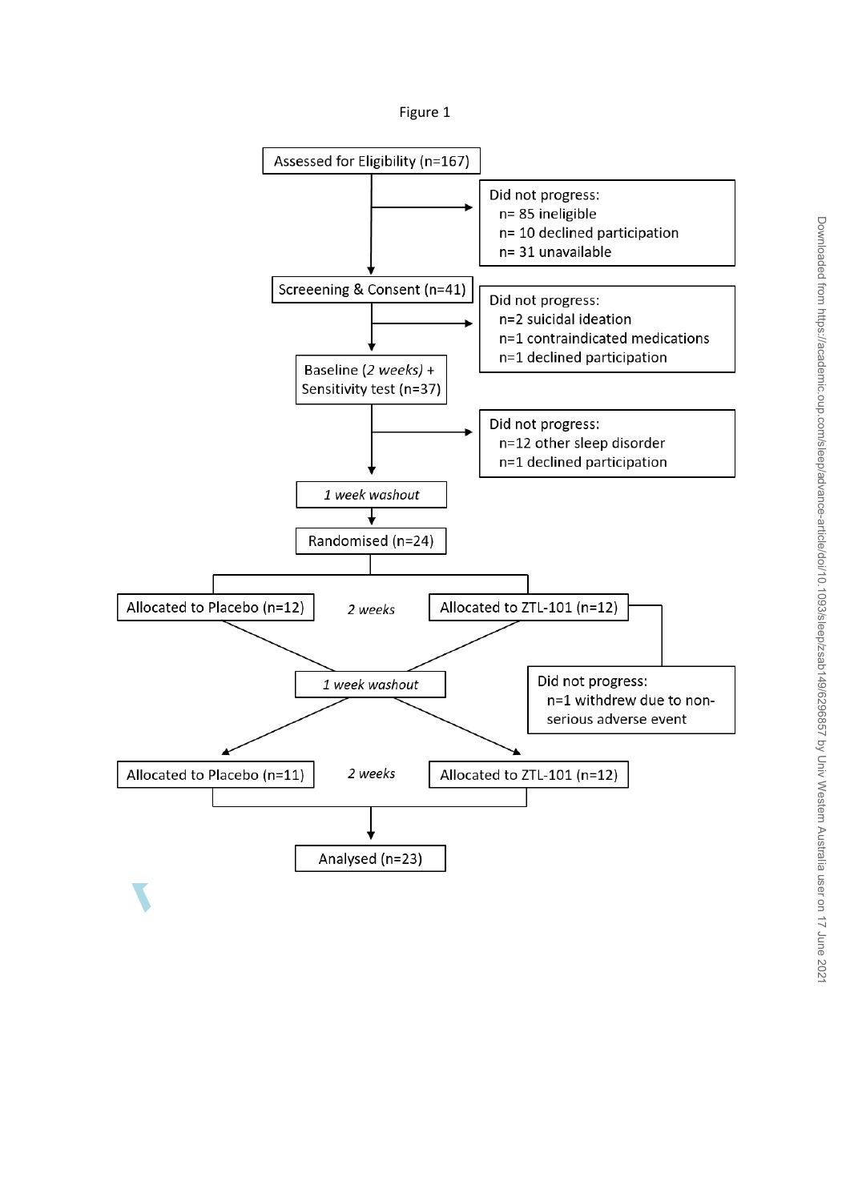Figure 1

Assessed for Eligibility (n=167)

Did not progress:
- n= 85 ineligible
- n= 10 declined participation
- n= 31 unavailable

Screeening & Consent (n=41)

Did not progress:
- n=2 suicidal ideation
- n=1 contraindicated medications
- n=1 declined participation

Baseline (*2 weeks*) + Sensitivity test (n=37)

Did not progress:
- n=12 other sleep disorder
- n=1 declined participation

*1 week washout*

Randomised (n=24)

Allocated to Placebo (n=12) | *2 weeks* | Allocated to ZTL-101 (n=12)

Did not progress:
- n=1 withdrew due to non-serious adverse event

*1 week washout*

Allocated to Placebo (n=11) | *2 weeks* | Allocated to ZTL-101 (n=12)

Analysed (n=23)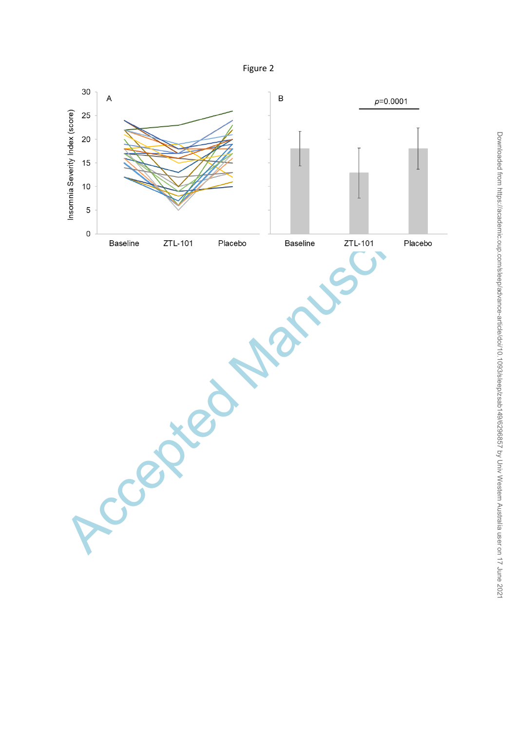Figure 2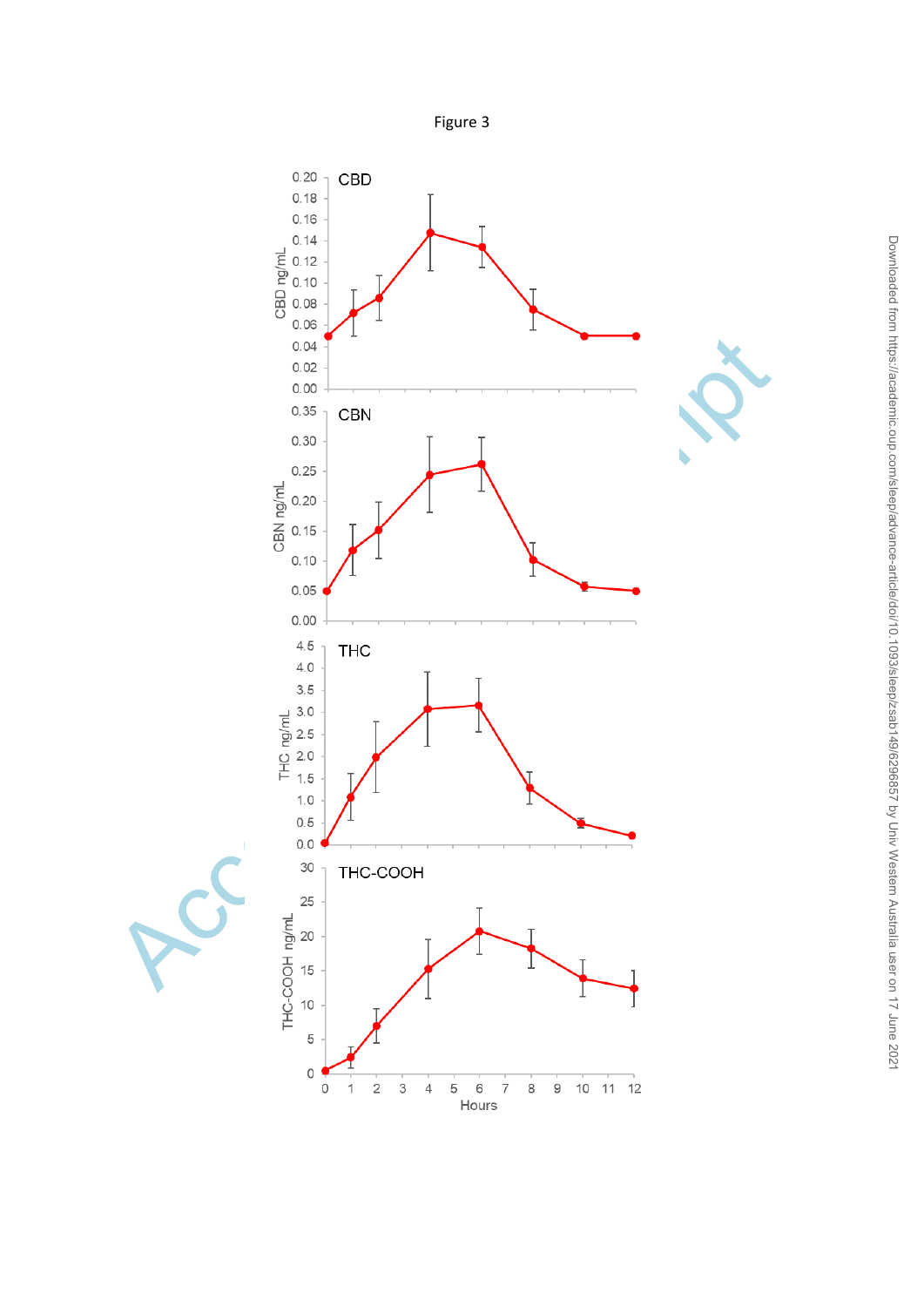Figure 3

CBD
CBD ng/mL
0.20
0.18
0.16
0.14
0.12
0.10
0.08
0.06
0.04
0.02
0.00

CBN
CBN ng/mL
0.35
0.30
0.25
0.20
0.15
0.10
0.05
0.00

THC
THC ng/mL
4.5
4.0
3.5
3.0
2.5
2.0
1.5
1.0
0.5
0.0

THC-COOH
THC-COOH ng/mL
30
25
20
15
10
5
0

0 1 2 3 4 5 6 7 8 9 10 11 12
Hours